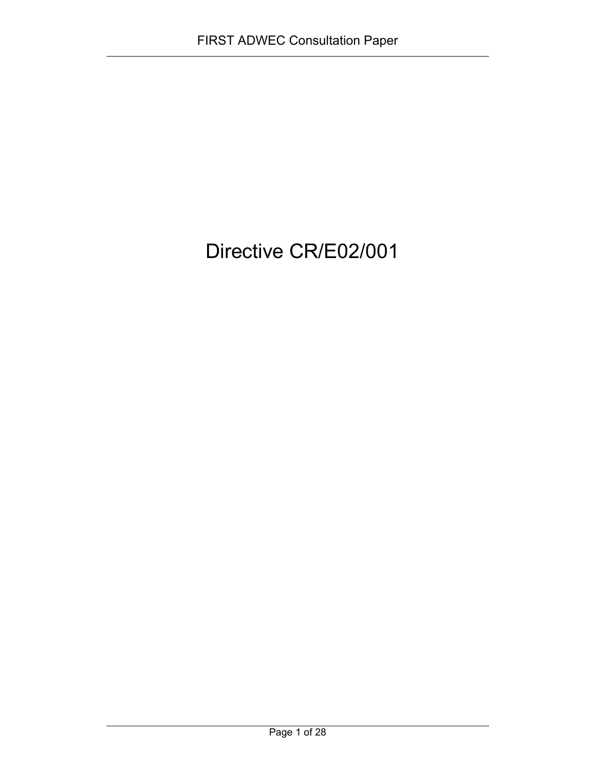# Directive CR/E02/001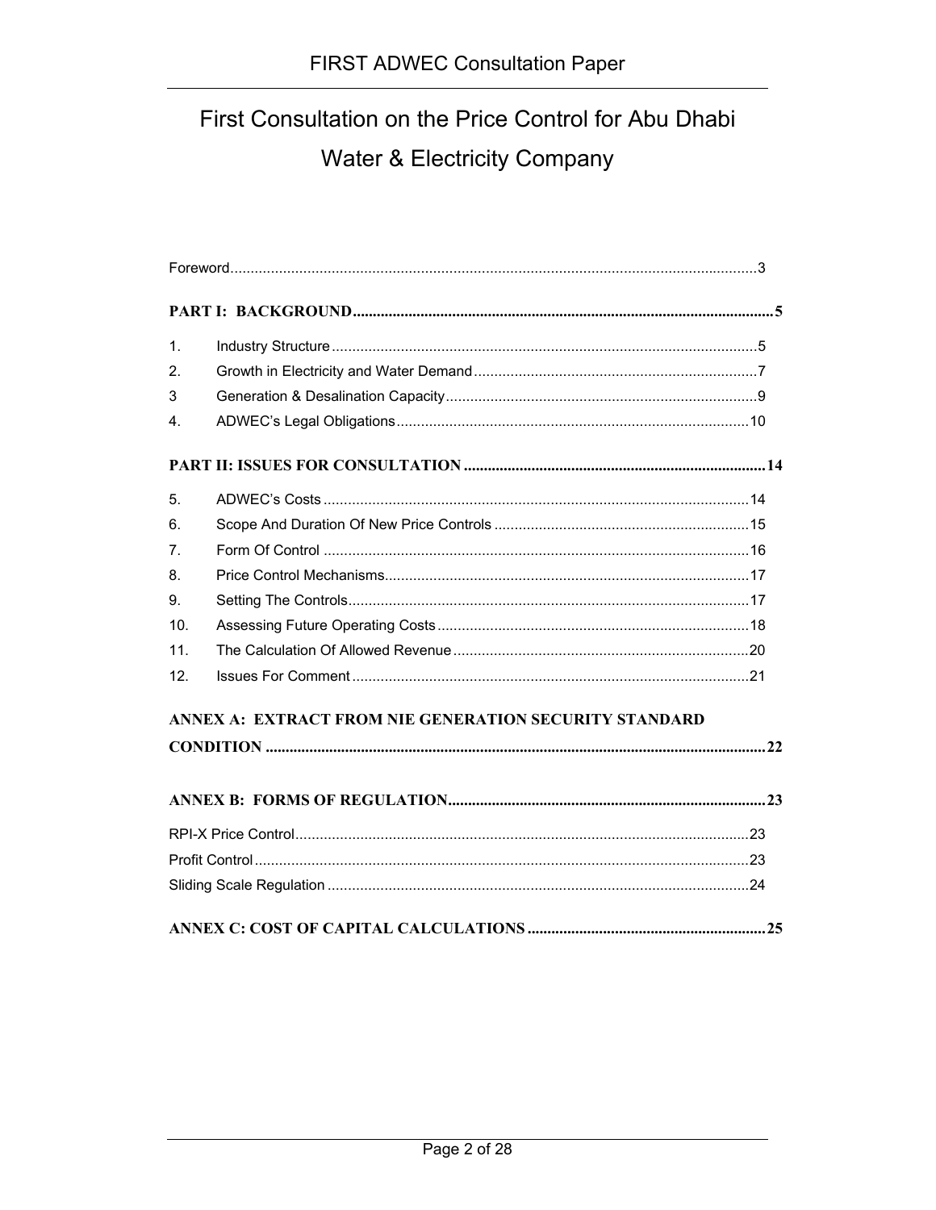# First Consultation on the Price Control for Abu Dhabi Water & Electricity Company

Foreword.....3

**PART I: BACKGROUND.....5**

1. Industry Structure.....5
2. Growth in Electricity and Water Demand.....7
3 Generation & Desalination Capacity.....9
4. ADWEC's Legal Obligations.....10

**PART II: ISSUES FOR CONSULTATION.....14**

5. ADWEC's Costs.....14
6. Scope And Duration Of New Price Controls.....15
7. Form Of Control.....16
8. Price Control Mechanisms.....17
9. Setting The Controls.....17
10. Assessing Future Operating Costs.....18
11. The Calculation Of Allowed Revenue.....20
12. Issues For Comment.....21

**ANNEX A: EXTRACT FROM NIE GENERATION SECURITY STANDARD CONDITION.....22**

**ANNEX B: FORMS OF REGULATION.....23**

RPI-X Price Control.....23
Profit Control.....23
Sliding Scale Regulation.....24

**ANNEX C: COST OF CAPITAL CALCULATIONS.....25**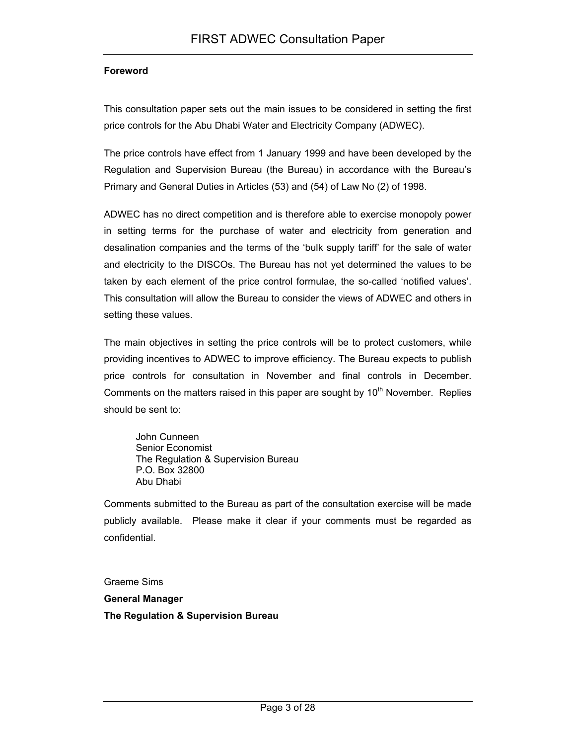**Foreword**

This consultation paper sets out the main issues to be considered in setting the first price controls for the Abu Dhabi Water and Electricity Company (ADWEC).

The price controls have effect from 1 January 1999 and have been developed by the Regulation and Supervision Bureau (the Bureau) in accordance with the Bureau's Primary and General Duties in Articles (53) and (54) of Law No (2) of 1998.

ADWEC has no direct competition and is therefore able to exercise monopoly power in setting terms for the purchase of water and electricity from generation and desalination companies and the terms of the 'bulk supply tariff' for the sale of water and electricity to the DISCOs. The Bureau has not yet determined the values to be taken by each element of the price control formulae, the so-called 'notified values'. This consultation will allow the Bureau to consider the views of ADWEC and others in setting these values.

The main objectives in setting the price controls will be to protect customers, while providing incentives to ADWEC to improve efficiency. The Bureau expects to publish price controls for consultation in November and final controls in December. Comments on the matters raised in this paper are sought by 10th November. Replies should be sent to:

> John Cunneen
> Senior Economist
> The Regulation & Supervision Bureau
> P.O. Box 32800
> Abu Dhabi

Comments submitted to the Bureau as part of the consultation exercise will be made publicly available. Please make it clear if your comments must be regarded as confidential.

Graeme Sims
**General Manager**
**The Regulation & Supervision Bureau**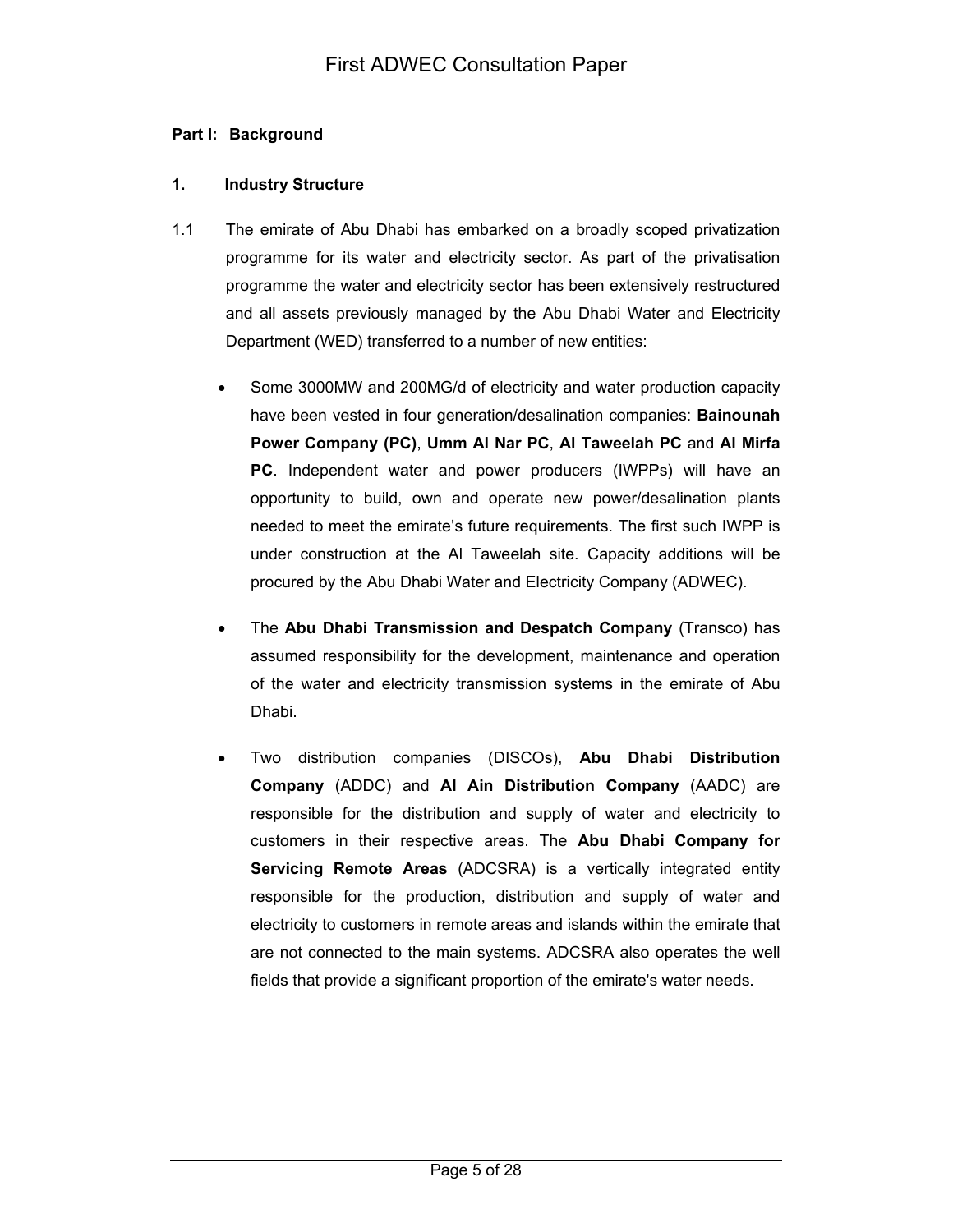## Part I: Background

### 1. Industry Structure

1.1 The emirate of Abu Dhabi has embarked on a broadly scoped privatization programme for its water and electricity sector. As part of the privatisation programme the water and electricity sector has been extensively restructured and all assets previously managed by the Abu Dhabi Water and Electricity Department (WED) transferred to a number of new entities:

- Some 3000MW and 200MG/d of electricity and water production capacity have been vested in four generation/desalination companies: **Bainounah Power Company (PC)**, **Umm Al Nar PC**, **Al Taweelah PC** and **Al Mirfa PC**. Independent water and power producers (IWPPs) will have an opportunity to build, own and operate new power/desalination plants needed to meet the emirate's future requirements. The first such IWPP is under construction at the Al Taweelah site. Capacity additions will be procured by the Abu Dhabi Water and Electricity Company (ADWEC).

- The **Abu Dhabi Transmission and Despatch Company** (Transco) has assumed responsibility for the development, maintenance and operation of the water and electricity transmission systems in the emirate of Abu Dhabi.

- Two distribution companies (DISCOs), **Abu Dhabi Distribution Company** (ADDC) and **Al Ain Distribution Company** (AADC) are responsible for the distribution and supply of water and electricity to customers in their respective areas. The **Abu Dhabi Company for Servicing Remote Areas** (ADCSRA) is a vertically integrated entity responsible for the production, distribution and supply of water and electricity to customers in remote areas and islands within the emirate that are not connected to the main systems. ADCSRA also operates the well fields that provide a significant proportion of the emirate's water needs.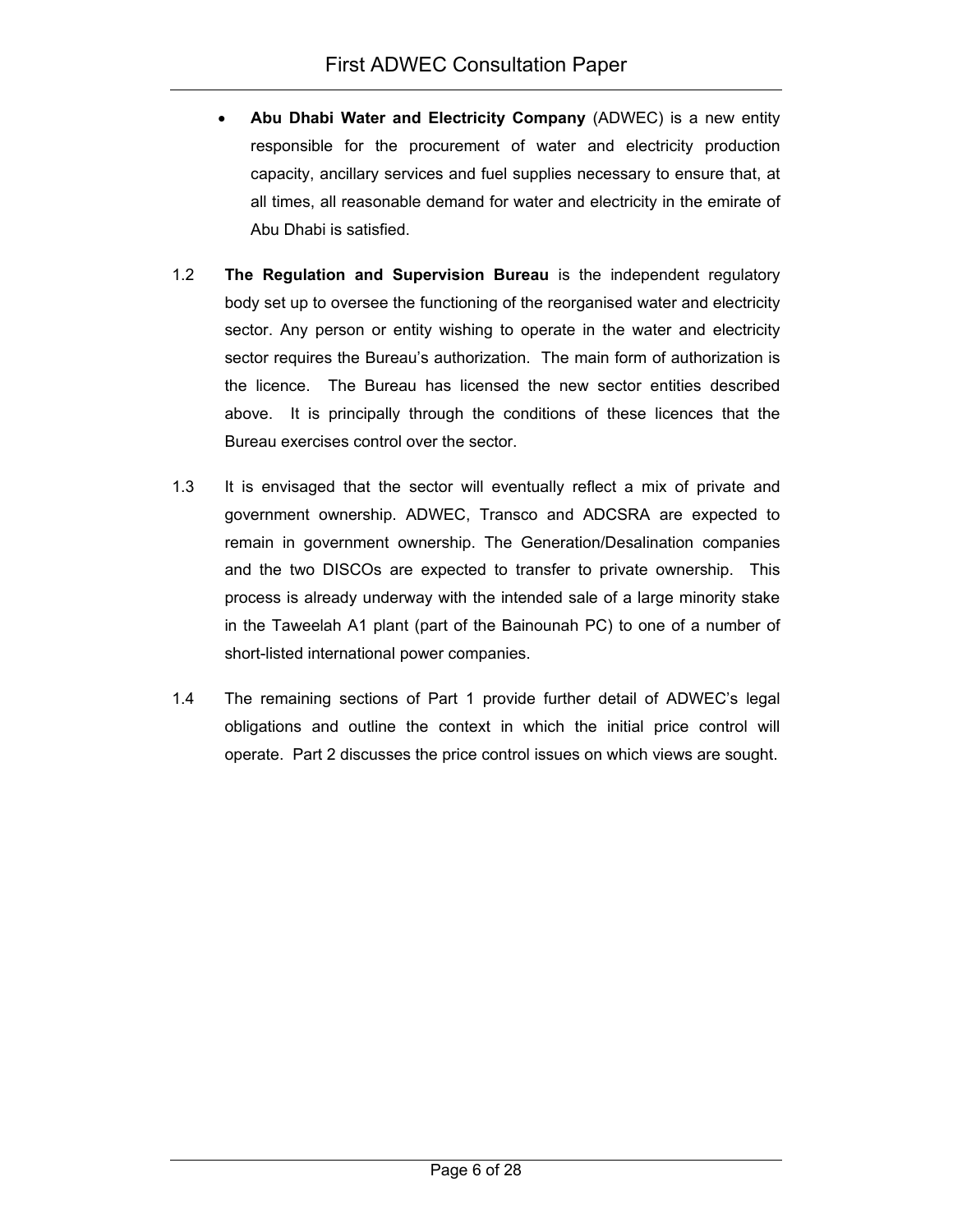- **Abu Dhabi Water and Electricity Company** (ADWEC) is a new entity responsible for the procurement of water and electricity production capacity, ancillary services and fuel supplies necessary to ensure that, at all times, all reasonable demand for water and electricity in the emirate of Abu Dhabi is satisfied.

1.2 **The Regulation and Supervision Bureau** is the independent regulatory body set up to oversee the functioning of the reorganised water and electricity sector. Any person or entity wishing to operate in the water and electricity sector requires the Bureau's authorization. The main form of authorization is the licence. The Bureau has licensed the new sector entities described above. It is principally through the conditions of these licences that the Bureau exercises control over the sector.

1.3 It is envisaged that the sector will eventually reflect a mix of private and government ownership. ADWEC, Transco and ADCSRA are expected to remain in government ownership. The Generation/Desalination companies and the two DISCOs are expected to transfer to private ownership. This process is already underway with the intended sale of a large minority stake in the Taweelah A1 plant (part of the Bainounah PC) to one of a number of short-listed international power companies.

1.4 The remaining sections of Part 1 provide further detail of ADWEC's legal obligations and outline the context in which the initial price control will operate. Part 2 discusses the price control issues on which views are sought.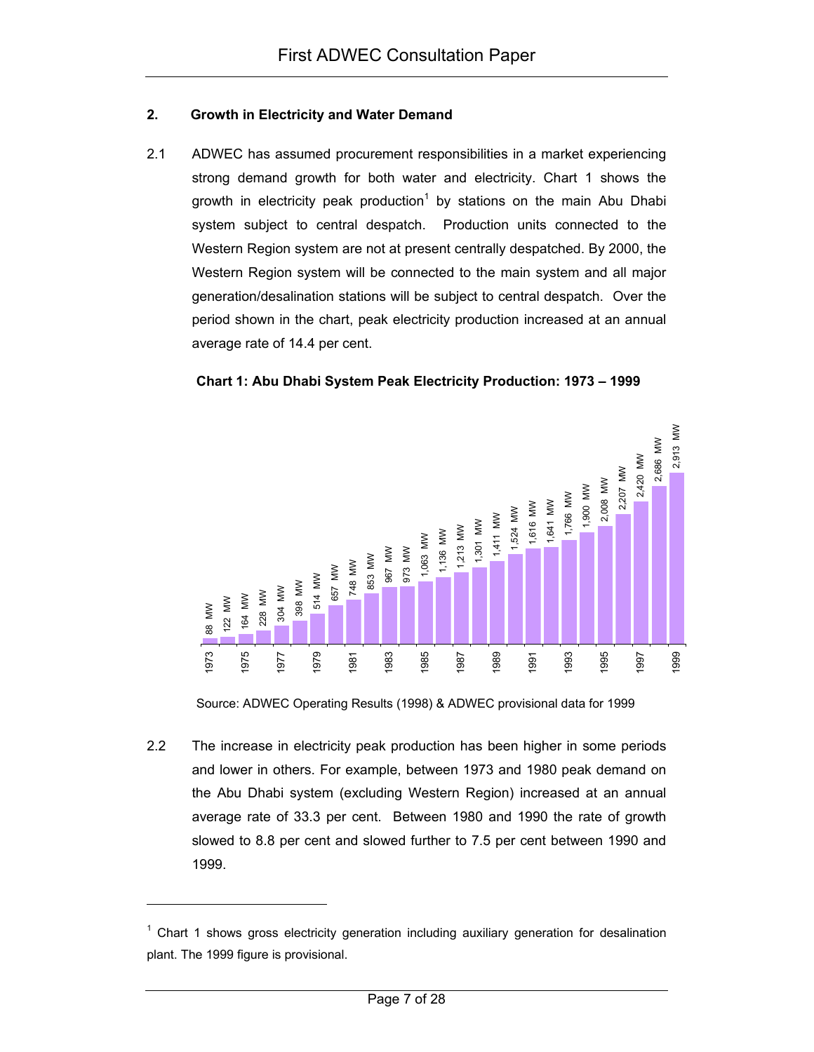## 2. Growth in Electricity and Water Demand

2.1 ADWEC has assumed procurement responsibilities in a market experiencing strong demand growth for both water and electricity. Chart 1 shows the growth in electricity peak production[1] by stations on the main Abu Dhabi system subject to central despatch. Production units connected to the Western Region system are not at present centrally despatched. By 2000, the Western Region system will be connected to the main system and all major generation/desalination stations will be subject to central despatch. Over the period shown in the chart, peak electricity production increased at an annual average rate of 14.4 per cent.

**Chart 1: Abu Dhabi System Peak Electricity Production: 1973 – 1999**

| Year | Peak Production |
|---|---|
| 1973 | 88 MW |
| 1974 | 122 MW |
| 1975 | 164 MW |
| 1976 | 228 MW |
| 1977 | 304 MW |
| 1978 | 398 MW |
| 1979 | 514 MW |
| 1980 | 657 MW |
| 1981 | 748 MW |
| 1982 | 853 MW |
| 1983 | 967 MW |
| 1984 | 973 MW |
| 1985 | 1,063 MW |
| 1986 | 1,136 MW |
| 1987 | 1,213 MW |
| 1988 | 1,301 MW |
| 1989 | 1,411 MW |
| 1990 | 1,524 MW |
| 1991 | 1,616 MW |
| 1992 | 1,641 MW |
| 1993 | 1,766 MW |
| 1994 | 1,900 MW |
| 1995 | 2,008 MW |
| 1996 | 2,207 MW |
| 1997 | 2,420 MW |
| 1998 | 2,686 MW |
| 1999 | 2,913 MW |

Source: ADWEC Operating Results (1998) & ADWEC provisional data for 1999

2.2 The increase in electricity peak production has been higher in some periods and lower in others. For example, between 1973 and 1980 peak demand on the Abu Dhabi system (excluding Western Region) increased at an annual average rate of 33.3 per cent. Between 1980 and 1990 the rate of growth slowed to 8.8 per cent and slowed further to 7.5 per cent between 1990 and 1999.

---

[1] Chart 1 shows gross electricity generation including auxiliary generation for desalination plant. The 1999 figure is provisional.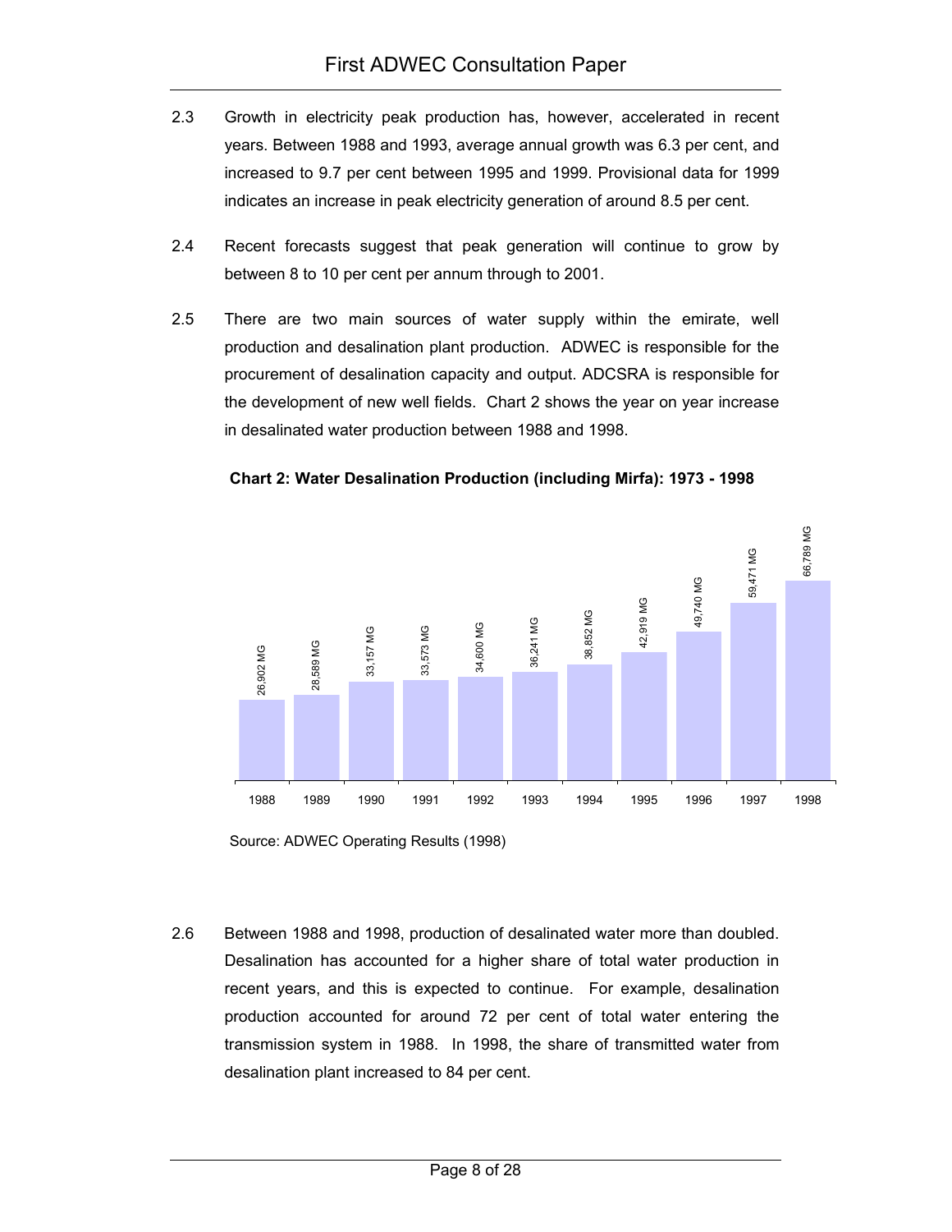2.3 Growth in electricity peak production has, however, accelerated in recent years. Between 1988 and 1993, average annual growth was 6.3 per cent, and increased to 9.7 per cent between 1995 and 1999. Provisional data for 1999 indicates an increase in peak electricity generation of around 8.5 per cent.

2.4 Recent forecasts suggest that peak generation will continue to grow by between 8 to 10 per cent per annum through to 2001.

2.5 There are two main sources of water supply within the emirate, well production and desalination plant production. ADWEC is responsible for the procurement of desalination capacity and output. ADCSRA is responsible for the development of new well fields. Chart 2 shows the year on year increase in desalinated water production between 1988 and 1998.

**Chart 2: Water Desalination Production (including Mirfa): 1973 - 1998**

| Year | Production |
|---|---|
| 1988 | 26,902 MG |
| 1989 | 28,589 MG |
| 1990 | 33,157 MG |
| 1991 | 33,573 MG |
| 1992 | 34,600 MG |
| 1993 | 36,241 MG |
| 1994 | 38,852 MG |
| 1995 | 42,919 MG |
| 1996 | 49,740 MG |
| 1997 | 59,471 MG |
| 1998 | 66,789 MG |

Source: ADWEC Operating Results (1998)

2.6 Between 1988 and 1998, production of desalinated water more than doubled. Desalination has accounted for a higher share of total water production in recent years, and this is expected to continue. For example, desalination production accounted for around 72 per cent of total water entering the transmission system in 1988. In 1998, the share of transmitted water from desalination plant increased to 84 per cent.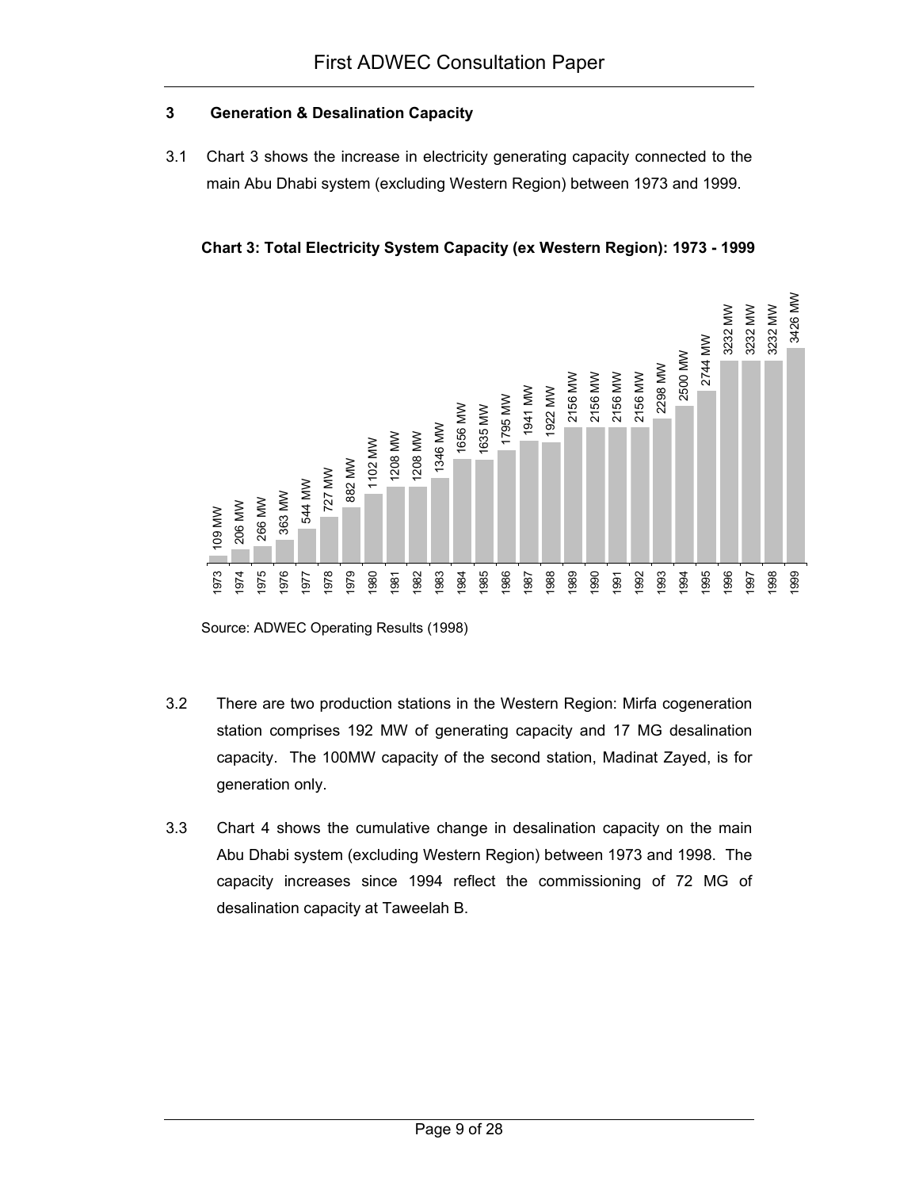## 3 Generation & Desalination Capacity

3.1 Chart 3 shows the increase in electricity generating capacity connected to the main Abu Dhabi system (excluding Western Region) between 1973 and 1999.

**Chart 3: Total Electricity System Capacity (ex Western Region): 1973 - 1999**

| Year | Capacity |
|---|---|
| 1973 | 109 MW |
| 1974 | 206 MW |
| 1975 | 266 MW |
| 1976 | 363 MW |
| 1977 | 544 MW |
| 1978 | 727 MW |
| 1979 | 882 MW |
| 1980 | 1102 MW |
| 1981 | 1208 MW |
| 1982 | 1208 MW |
| 1983 | 1346 MW |
| 1984 | 1656 MW |
| 1985 | 1635 MW |
| 1986 | 1795 MW |
| 1987 | 1941 MW |
| 1988 | 1922 MW |
| 1989 | 2156 MW |
| 1990 | 2156 MW |
| 1991 | 2156 MW |
| 1992 | 2156 MW |
| 1993 | 2298 MW |
| 1994 | 2500 MW |
| 1995 | 2744 MW |
| 1996 | 3232 MW |
| 1997 | 3232 MW |
| 1998 | 3232 MW |
| 1999 | 3426 MW |

Source: ADWEC Operating Results (1998)

3.2 There are two production stations in the Western Region: Mirfa cogeneration station comprises 192 MW of generating capacity and 17 MG desalination capacity. The 100MW capacity of the second station, Madinat Zayed, is for generation only.

3.3 Chart 4 shows the cumulative change in desalination capacity on the main Abu Dhabi system (excluding Western Region) between 1973 and 1998. The capacity increases since 1994 reflect the commissioning of 72 MG of desalination capacity at Taweelah B.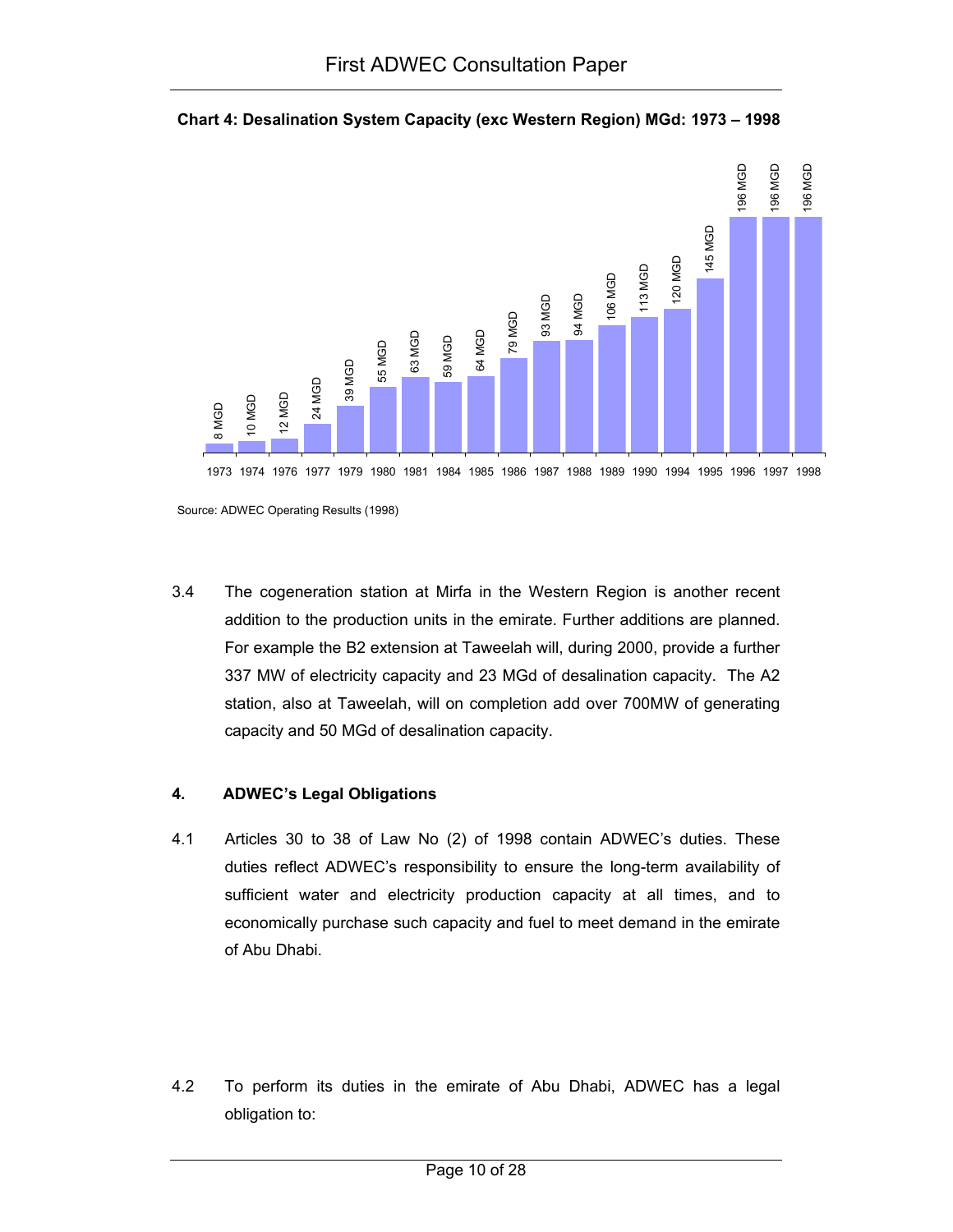**Chart 4: Desalination System Capacity (exc Western Region) MGd: 1973 – 1998**

| Year | Capacity |
|---|---|
| 1973 | 8 MGD |
| 1974 | 10 MGD |
| 1976 | 12 MGD |
| 1977 | 24 MGD |
| 1979 | 39 MGD |
| 1980 | 55 MGD |
| 1981 | 63 MGD |
| 1984 | 59 MGD |
| 1985 | 64 MGD |
| 1986 | 79 MGD |
| 1987 | 93 MGD |
| 1988 | 94 MGD |
| 1989 | 106 MGD |
| 1990 | 113 MGD |
| 1994 | 120 MGD |
| 1995 | 145 MGD |
| 1996 | 196 MGD |
| 1997 | 196 MGD |
| 1998 | 196 MGD |

Source: ADWEC Operating Results (1998)

3.4 The cogeneration station at Mirfa in the Western Region is another recent addition to the production units in the emirate. Further additions are planned. For example the B2 extension at Taweelah will, during 2000, provide a further 337 MW of electricity capacity and 23 MGd of desalination capacity. The A2 station, also at Taweelah, will on completion add over 700MW of generating capacity and 50 MGd of desalination capacity.

## 4. ADWEC's Legal Obligations

4.1 Articles 30 to 38 of Law No (2) of 1998 contain ADWEC's duties. These duties reflect ADWEC's responsibility to ensure the long-term availability of sufficient water and electricity production capacity at all times, and to economically purchase such capacity and fuel to meet demand in the emirate of Abu Dhabi.

4.2 To perform its duties in the emirate of Abu Dhabi, ADWEC has a legal obligation to: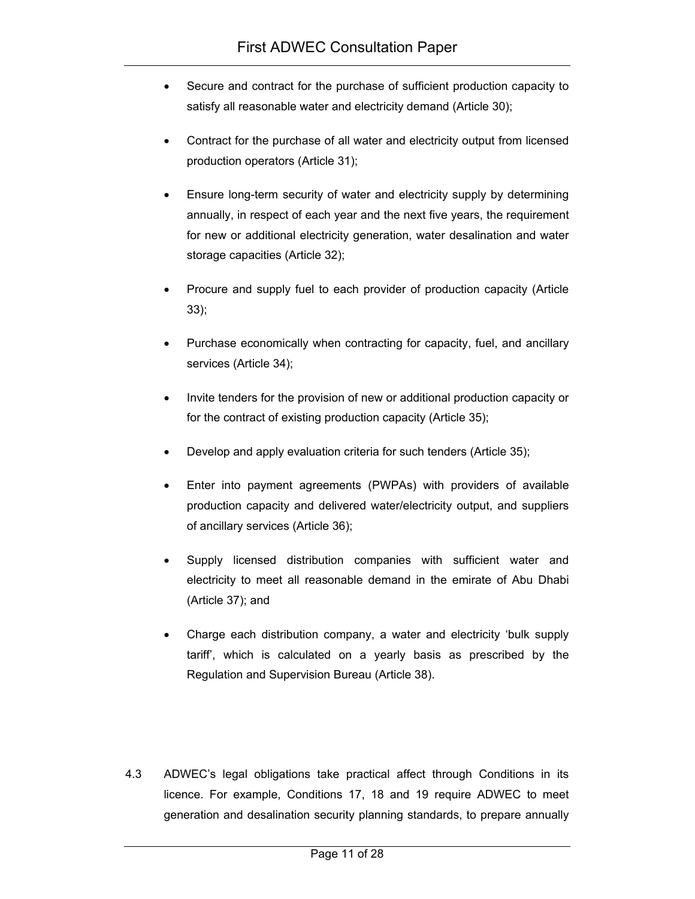- Secure and contract for the purchase of sufficient production capacity to satisfy all reasonable water and electricity demand (Article 30);
- Contract for the purchase of all water and electricity output from licensed production operators (Article 31);
- Ensure long-term security of water and electricity supply by determining annually, in respect of each year and the next five years, the requirement for new or additional electricity generation, water desalination and water storage capacities (Article 32);
- Procure and supply fuel to each provider of production capacity (Article 33);
- Purchase economically when contracting for capacity, fuel, and ancillary services (Article 34);
- Invite tenders for the provision of new or additional production capacity or for the contract of existing production capacity (Article 35);
- Develop and apply evaluation criteria for such tenders (Article 35);
- Enter into payment agreements (PWPAs) with providers of available production capacity and delivered water/electricity output, and suppliers of ancillary services (Article 36);
- Supply licensed distribution companies with sufficient water and electricity to meet all reasonable demand in the emirate of Abu Dhabi (Article 37); and
- Charge each distribution company, a water and electricity 'bulk supply tariff', which is calculated on a yearly basis as prescribed by the Regulation and Supervision Bureau (Article 38).

4.3 ADWEC's legal obligations take practical affect through Conditions in its licence. For example, Conditions 17, 18 and 19 require ADWEC to meet generation and desalination security planning standards, to prepare annually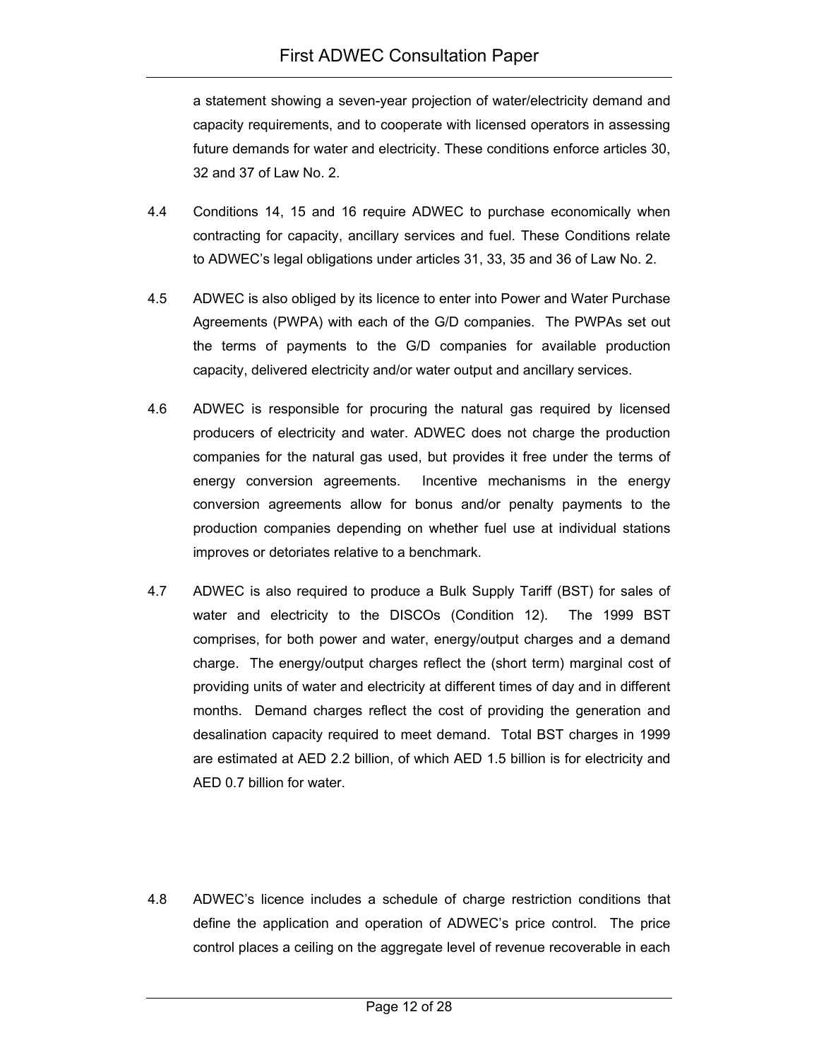a statement showing a seven-year projection of water/electricity demand and capacity requirements, and to cooperate with licensed operators in assessing future demands for water and electricity. These conditions enforce articles 30, 32 and 37 of Law No. 2.

4.4 Conditions 14, 15 and 16 require ADWEC to purchase economically when contracting for capacity, ancillary services and fuel. These Conditions relate to ADWEC's legal obligations under articles 31, 33, 35 and 36 of Law No. 2.

4.5 ADWEC is also obliged by its licence to enter into Power and Water Purchase Agreements (PWPA) with each of the G/D companies. The PWPAs set out the terms of payments to the G/D companies for available production capacity, delivered electricity and/or water output and ancillary services.

4.6 ADWEC is responsible for procuring the natural gas required by licensed producers of electricity and water. ADWEC does not charge the production companies for the natural gas used, but provides it free under the terms of energy conversion agreements. Incentive mechanisms in the energy conversion agreements allow for bonus and/or penalty payments to the production companies depending on whether fuel use at individual stations improves or detoriates relative to a benchmark.

4.7 ADWEC is also required to produce a Bulk Supply Tariff (BST) for sales of water and electricity to the DISCOs (Condition 12). The 1999 BST comprises, for both power and water, energy/output charges and a demand charge. The energy/output charges reflect the (short term) marginal cost of providing units of water and electricity at different times of day and in different months. Demand charges reflect the cost of providing the generation and desalination capacity required to meet demand. Total BST charges in 1999 are estimated at AED 2.2 billion, of which AED 1.5 billion is for electricity and AED 0.7 billion for water.

4.8 ADWEC's licence includes a schedule of charge restriction conditions that define the application and operation of ADWEC's price control. The price control places a ceiling on the aggregate level of revenue recoverable in each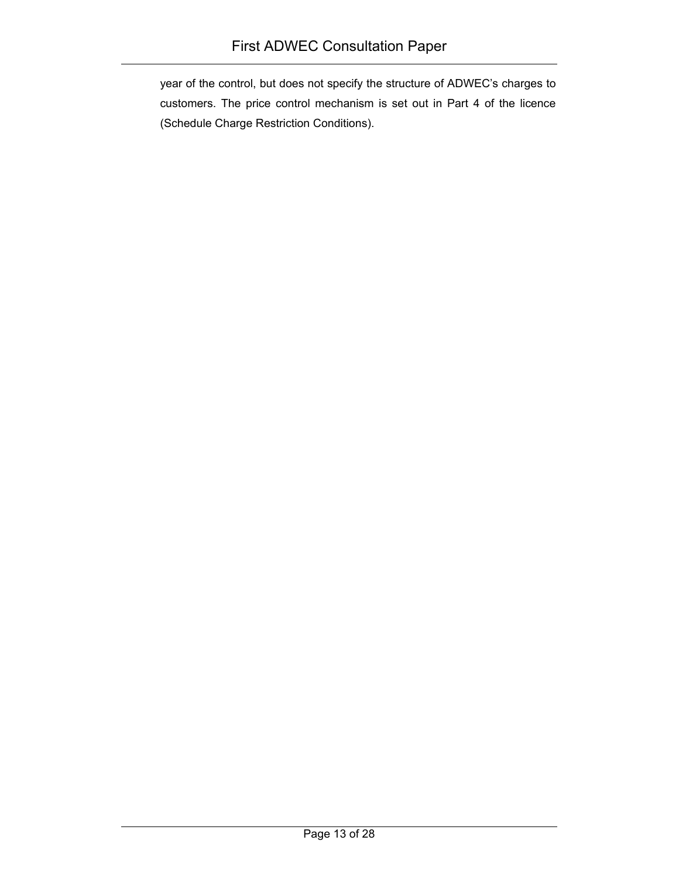year of the control, but does not specify the structure of ADWEC's charges to customers. The price control mechanism is set out in Part 4 of the licence (Schedule Charge Restriction Conditions).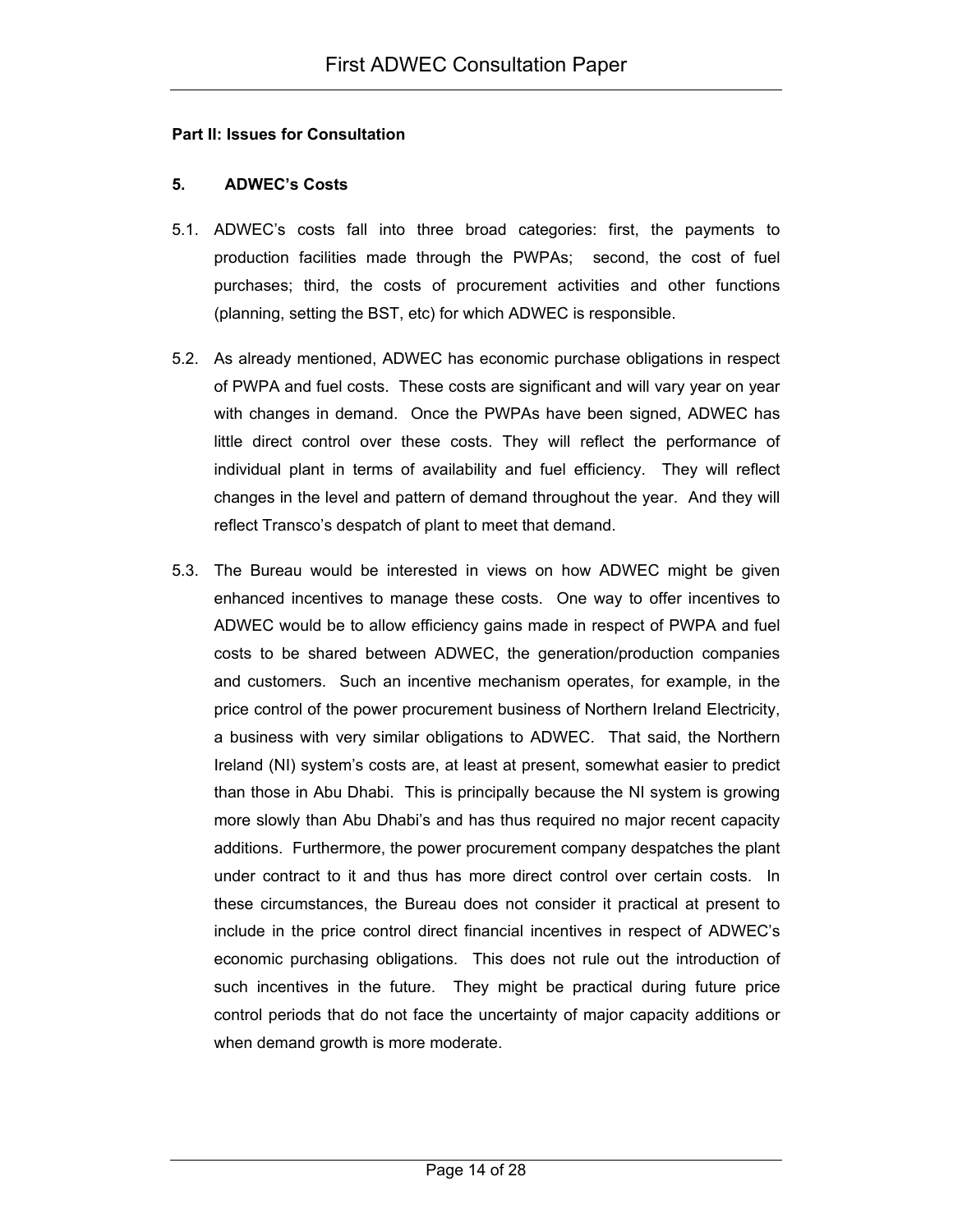**Part II: Issues for Consultation**

## 5. ADWEC's Costs

5.1. ADWEC's costs fall into three broad categories: first, the payments to production facilities made through the PWPAs; second, the cost of fuel purchases; third, the costs of procurement activities and other functions (planning, setting the BST, etc) for which ADWEC is responsible.

5.2. As already mentioned, ADWEC has economic purchase obligations in respect of PWPA and fuel costs. These costs are significant and will vary year on year with changes in demand. Once the PWPAs have been signed, ADWEC has little direct control over these costs. They will reflect the performance of individual plant in terms of availability and fuel efficiency. They will reflect changes in the level and pattern of demand throughout the year. And they will reflect Transco's despatch of plant to meet that demand.

5.3. The Bureau would be interested in views on how ADWEC might be given enhanced incentives to manage these costs. One way to offer incentives to ADWEC would be to allow efficiency gains made in respect of PWPA and fuel costs to be shared between ADWEC, the generation/production companies and customers. Such an incentive mechanism operates, for example, in the price control of the power procurement business of Northern Ireland Electricity, a business with very similar obligations to ADWEC. That said, the Northern Ireland (NI) system's costs are, at least at present, somewhat easier to predict than those in Abu Dhabi. This is principally because the NI system is growing more slowly than Abu Dhabi's and has thus required no major recent capacity additions. Furthermore, the power procurement company despatches the plant under contract to it and thus has more direct control over certain costs. In these circumstances, the Bureau does not consider it practical at present to include in the price control direct financial incentives in respect of ADWEC's economic purchasing obligations. This does not rule out the introduction of such incentives in the future. They might be practical during future price control periods that do not face the uncertainty of major capacity additions or when demand growth is more moderate.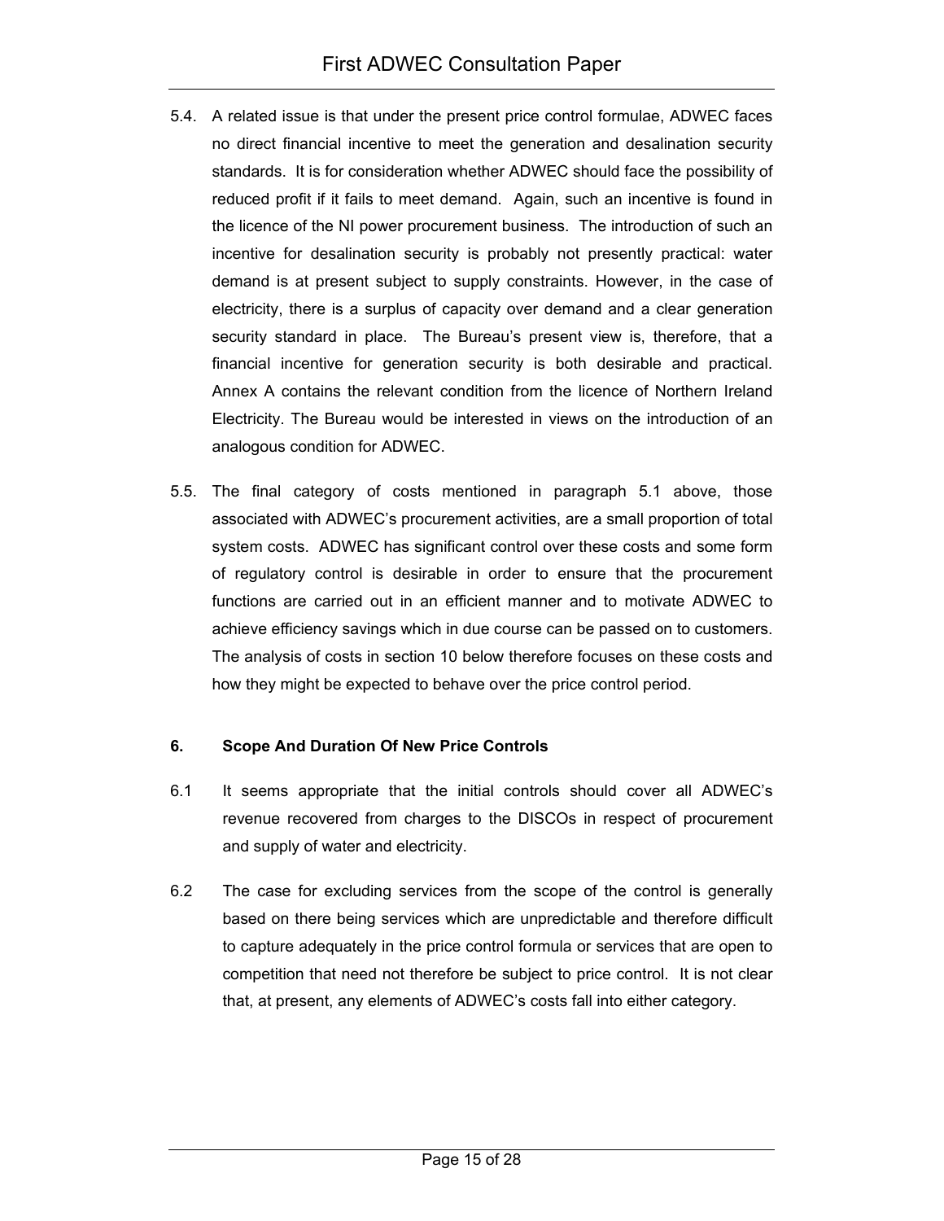5.4. A related issue is that under the present price control formulae, ADWEC faces no direct financial incentive to meet the generation and desalination security standards. It is for consideration whether ADWEC should face the possibility of reduced profit if it fails to meet demand. Again, such an incentive is found in the licence of the NI power procurement business. The introduction of such an incentive for desalination security is probably not presently practical: water demand is at present subject to supply constraints. However, in the case of electricity, there is a surplus of capacity over demand and a clear generation security standard in place. The Bureau's present view is, therefore, that a financial incentive for generation security is both desirable and practical. Annex A contains the relevant condition from the licence of Northern Ireland Electricity. The Bureau would be interested in views on the introduction of an analogous condition for ADWEC.

5.5. The final category of costs mentioned in paragraph 5.1 above, those associated with ADWEC's procurement activities, are a small proportion of total system costs. ADWEC has significant control over these costs and some form of regulatory control is desirable in order to ensure that the procurement functions are carried out in an efficient manner and to motivate ADWEC to achieve efficiency savings which in due course can be passed on to customers. The analysis of costs in section 10 below therefore focuses on these costs and how they might be expected to behave over the price control period.

## 6. Scope And Duration Of New Price Controls

6.1 It seems appropriate that the initial controls should cover all ADWEC's revenue recovered from charges to the DISCOs in respect of procurement and supply of water and electricity.

6.2 The case for excluding services from the scope of the control is generally based on there being services which are unpredictable and therefore difficult to capture adequately in the price control formula or services that are open to competition that need not therefore be subject to price control. It is not clear that, at present, any elements of ADWEC's costs fall into either category.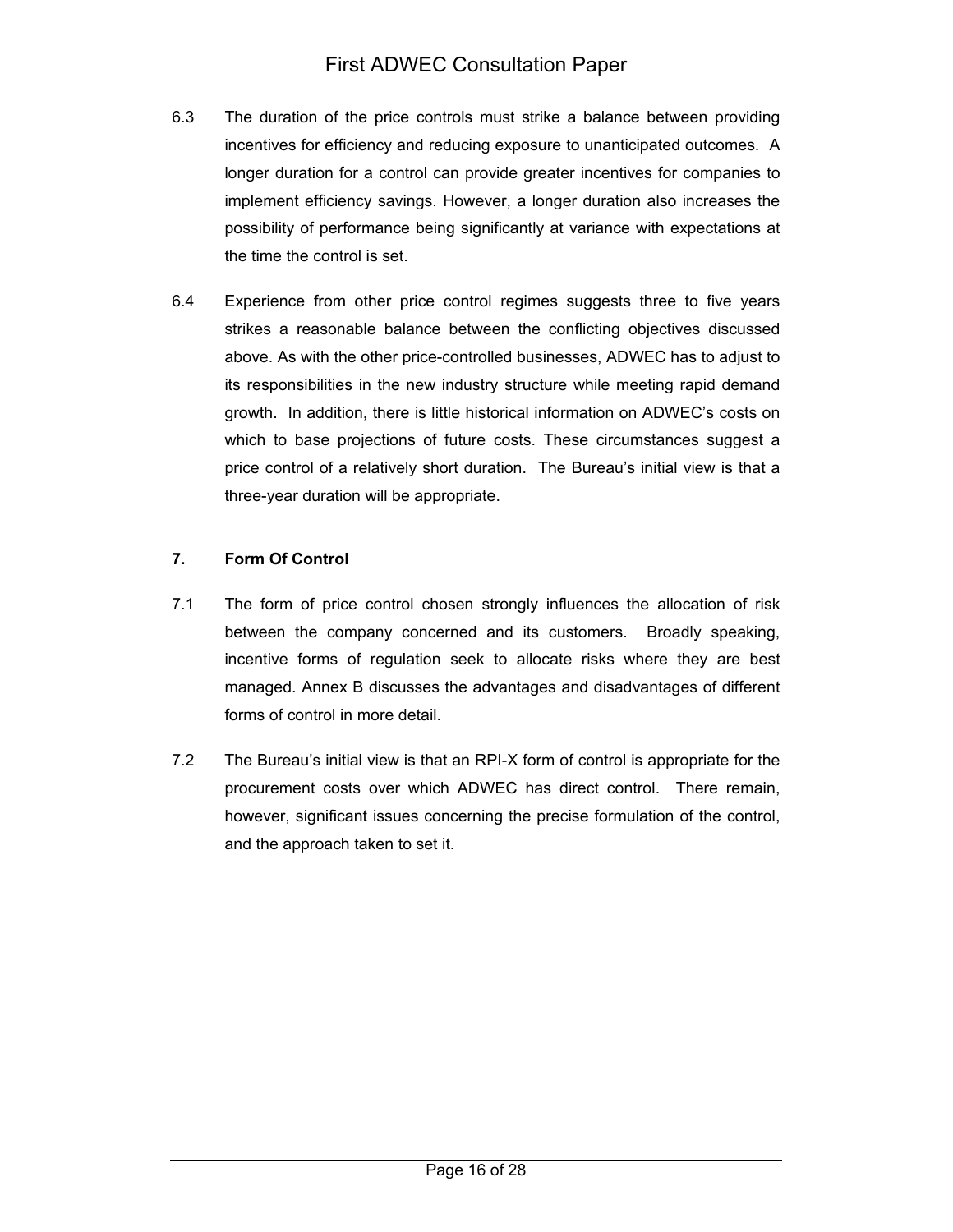6.3 The duration of the price controls must strike a balance between providing incentives for efficiency and reducing exposure to unanticipated outcomes. A longer duration for a control can provide greater incentives for companies to implement efficiency savings. However, a longer duration also increases the possibility of performance being significantly at variance with expectations at the time the control is set.

6.4 Experience from other price control regimes suggests three to five years strikes a reasonable balance between the conflicting objectives discussed above. As with the other price-controlled businesses, ADWEC has to adjust to its responsibilities in the new industry structure while meeting rapid demand growth. In addition, there is little historical information on ADWEC's costs on which to base projections of future costs. These circumstances suggest a price control of a relatively short duration. The Bureau's initial view is that a three-year duration will be appropriate.

## 7. Form Of Control

7.1 The form of price control chosen strongly influences the allocation of risk between the company concerned and its customers. Broadly speaking, incentive forms of regulation seek to allocate risks where they are best managed. Annex B discusses the advantages and disadvantages of different forms of control in more detail.

7.2 The Bureau's initial view is that an RPI-X form of control is appropriate for the procurement costs over which ADWEC has direct control. There remain, however, significant issues concerning the precise formulation of the control, and the approach taken to set it.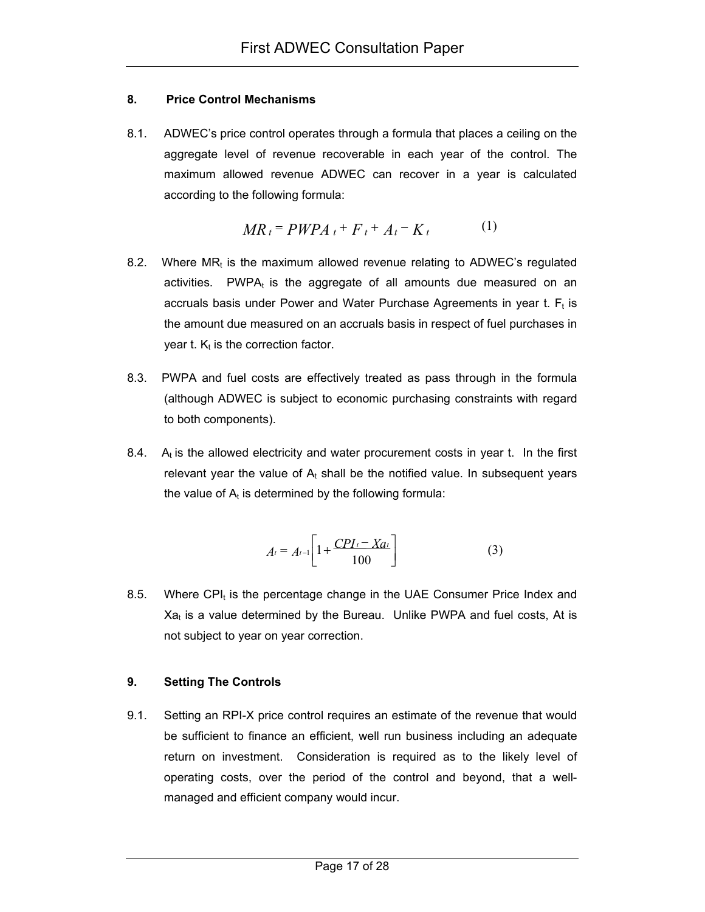## 8. Price Control Mechanisms

8.1. ADWEC's price control operates through a formula that places a ceiling on the aggregate level of revenue recoverable in each year of the control. The maximum allowed revenue ADWEC can recover in a year is calculated according to the following formula:

$$MR_t = PWPA_t + F_t + A_t - K_t \qquad (1)$$

8.2. Where $MR_t$ is the maximum allowed revenue relating to ADWEC's regulated activities. $PWPA_t$ is the aggregate of all amounts due measured on an accruals basis under Power and Water Purchase Agreements in year t. $F_t$ is the amount due measured on an accruals basis in respect of fuel purchases in year t. $K_t$ is the correction factor.

8.3. PWPA and fuel costs are effectively treated as pass through in the formula (although ADWEC is subject to economic purchasing constraints with regard to both components).

8.4. $A_t$ is the allowed electricity and water procurement costs in year t. In the first relevant year the value of $A_t$ shall be the notified value. In subsequent years the value of $A_t$ is determined by the following formula:

$$A_t = A_{t-1}\left[1 + \frac{CPI_t - Xa_t}{100}\right] \qquad (3)$$

8.5. Where $CPI_t$ is the percentage change in the UAE Consumer Price Index and $Xa_t$ is a value determined by the Bureau. Unlike PWPA and fuel costs, At is not subject to year on year correction.

## 9. Setting The Controls

9.1. Setting an RPI-X price control requires an estimate of the revenue that would be sufficient to finance an efficient, well run business including an adequate return on investment. Consideration is required as to the likely level of operating costs, over the period of the control and beyond, that a well-managed and efficient company would incur.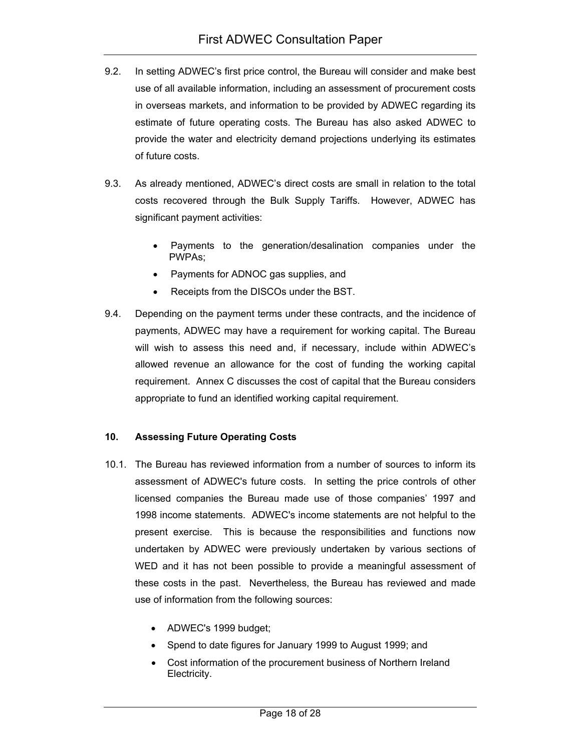9.2. In setting ADWEC's first price control, the Bureau will consider and make best use of all available information, including an assessment of procurement costs in overseas markets, and information to be provided by ADWEC regarding its estimate of future operating costs. The Bureau has also asked ADWEC to provide the water and electricity demand projections underlying its estimates of future costs.

9.3. As already mentioned, ADWEC's direct costs are small in relation to the total costs recovered through the Bulk Supply Tariffs. However, ADWEC has significant payment activities:

- Payments to the generation/desalination companies under the PWPAs;
- Payments for ADNOC gas supplies, and
- Receipts from the DISCOs under the BST.

9.4. Depending on the payment terms under these contracts, and the incidence of payments, ADWEC may have a requirement for working capital. The Bureau will wish to assess this need and, if necessary, include within ADWEC's allowed revenue an allowance for the cost of funding the working capital requirement. Annex C discusses the cost of capital that the Bureau considers appropriate to fund an identified working capital requirement.

## 10. Assessing Future Operating Costs

10.1. The Bureau has reviewed information from a number of sources to inform its assessment of ADWEC's future costs. In setting the price controls of other licensed companies the Bureau made use of those companies' 1997 and 1998 income statements. ADWEC's income statements are not helpful to the present exercise. This is because the responsibilities and functions now undertaken by ADWEC were previously undertaken by various sections of WED and it has not been possible to provide a meaningful assessment of these costs in the past. Nevertheless, the Bureau has reviewed and made use of information from the following sources:

- ADWEC's 1999 budget;
- Spend to date figures for January 1999 to August 1999; and
- Cost information of the procurement business of Northern Ireland Electricity.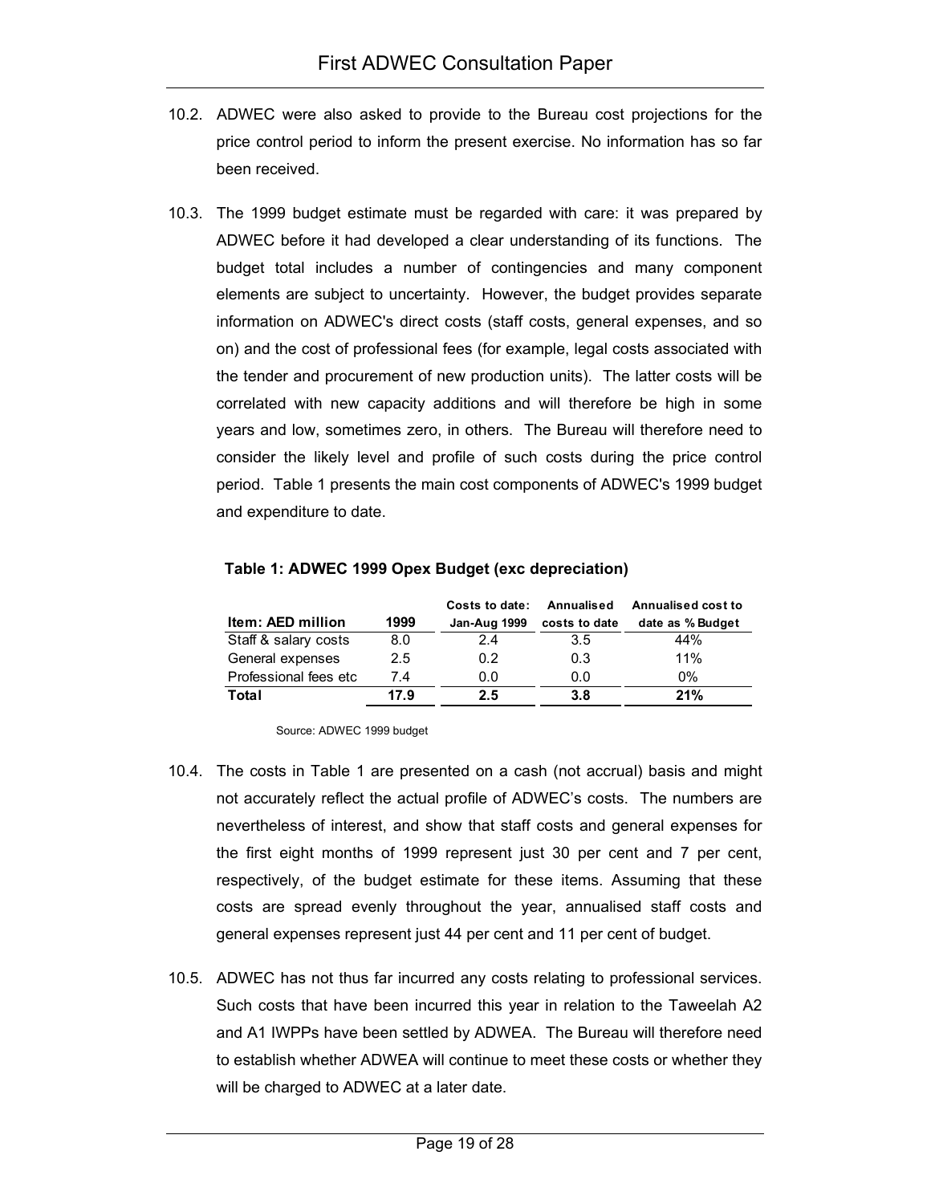10.2. ADWEC were also asked to provide to the Bureau cost projections for the price control period to inform the present exercise. No information has so far been received.

10.3. The 1999 budget estimate must be regarded with care: it was prepared by ADWEC before it had developed a clear understanding of its functions. The budget total includes a number of contingencies and many component elements are subject to uncertainty. However, the budget provides separate information on ADWEC's direct costs (staff costs, general expenses, and so on) and the cost of professional fees (for example, legal costs associated with the tender and procurement of new production units). The latter costs will be correlated with new capacity additions and will therefore be high in some years and low, sometimes zero, in others. The Bureau will therefore need to consider the likely level and profile of such costs during the price control period. Table 1 presents the main cost components of ADWEC's 1999 budget and expenditure to date.

**Table 1: ADWEC 1999 Opex Budget (exc depreciation)**

| Item: AED million | 1999 | Costs to date: Jan-Aug 1999 | Annualised costs to date | Annualised cost to date as % Budget |
|---|---|---|---|---|
| Staff & salary costs | 8.0 | 2.4 | 3.5 | 44% |
| General expenses | 2.5 | 0.2 | 0.3 | 11% |
| Professional fees etc | 7.4 | 0.0 | 0.0 | 0% |
| **Total** | **17.9** | **2.5** | **3.8** | **21%** |

Source: ADWEC 1999 budget

10.4. The costs in Table 1 are presented on a cash (not accrual) basis and might not accurately reflect the actual profile of ADWEC's costs. The numbers are nevertheless of interest, and show that staff costs and general expenses for the first eight months of 1999 represent just 30 per cent and 7 per cent, respectively, of the budget estimate for these items. Assuming that these costs are spread evenly throughout the year, annualised staff costs and general expenses represent just 44 per cent and 11 per cent of budget.

10.5. ADWEC has not thus far incurred any costs relating to professional services. Such costs that have been incurred this year in relation to the Taweelah A2 and A1 IWPPs have been settled by ADWEA. The Bureau will therefore need to establish whether ADWEA will continue to meet these costs or whether they will be charged to ADWEC at a later date.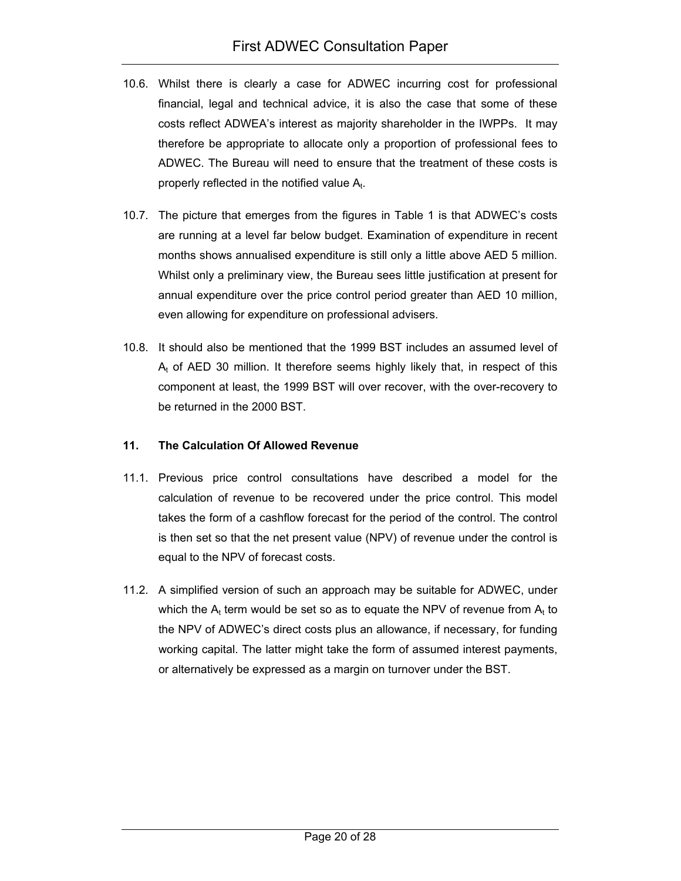10.6. Whilst there is clearly a case for ADWEC incurring cost for professional financial, legal and technical advice, it is also the case that some of these costs reflect ADWEA's interest as majority shareholder in the IWPPs. It may therefore be appropriate to allocate only a proportion of professional fees to ADWEC. The Bureau will need to ensure that the treatment of these costs is properly reflected in the notified value $A_t$.

10.7. The picture that emerges from the figures in Table 1 is that ADWEC's costs are running at a level far below budget. Examination of expenditure in recent months shows annualised expenditure is still only a little above AED 5 million. Whilst only a preliminary view, the Bureau sees little justification at present for annual expenditure over the price control period greater than AED 10 million, even allowing for expenditure on professional advisers.

10.8. It should also be mentioned that the 1999 BST includes an assumed level of $A_t$ of AED 30 million. It therefore seems highly likely that, in respect of this component at least, the 1999 BST will over recover, with the over-recovery to be returned in the 2000 BST.

## 11. The Calculation Of Allowed Revenue

11.1. Previous price control consultations have described a model for the calculation of revenue to be recovered under the price control. This model takes the form of a cashflow forecast for the period of the control. The control is then set so that the net present value (NPV) of revenue under the control is equal to the NPV of forecast costs.

11.2. A simplified version of such an approach may be suitable for ADWEC, under which the $A_t$ term would be set so as to equate the NPV of revenue from $A_t$ to the NPV of ADWEC's direct costs plus an allowance, if necessary, for funding working capital. The latter might take the form of assumed interest payments, or alternatively be expressed as a margin on turnover under the BST.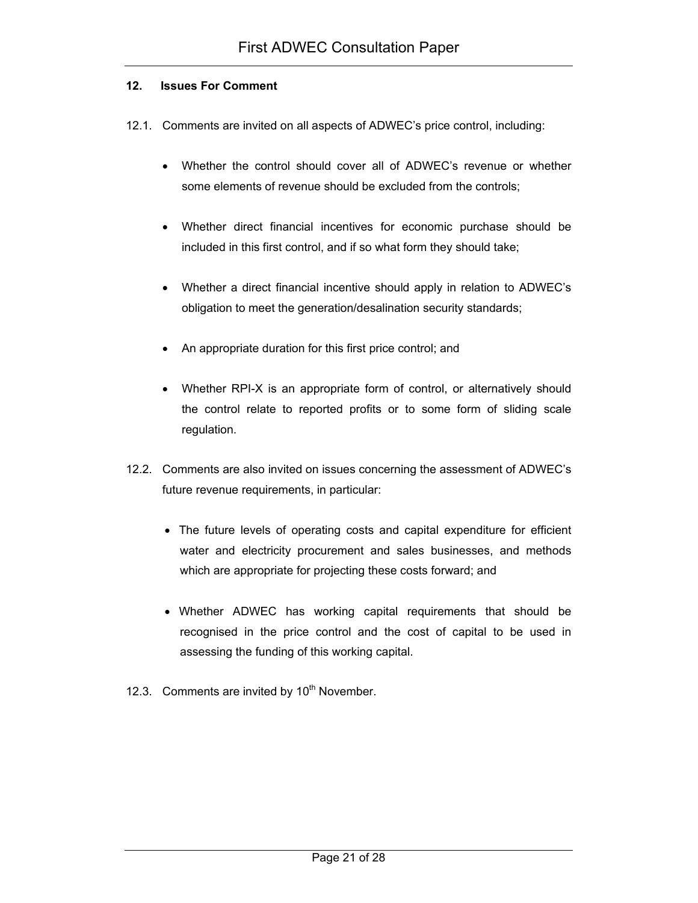## 12. Issues For Comment

12.1. Comments are invited on all aspects of ADWEC's price control, including:

- Whether the control should cover all of ADWEC's revenue or whether some elements of revenue should be excluded from the controls;
- Whether direct financial incentives for economic purchase should be included in this first control, and if so what form they should take;
- Whether a direct financial incentive should apply in relation to ADWEC's obligation to meet the generation/desalination security standards;
- An appropriate duration for this first price control; and
- Whether RPI-X is an appropriate form of control, or alternatively should the control relate to reported profits or to some form of sliding scale regulation.

12.2. Comments are also invited on issues concerning the assessment of ADWEC's future revenue requirements, in particular:

- The future levels of operating costs and capital expenditure for efficient water and electricity procurement and sales businesses, and methods which are appropriate for projecting these costs forward; and
- Whether ADWEC has working capital requirements that should be recognised in the price control and the cost of capital to be used in assessing the funding of this working capital.

12.3. Comments are invited by 10th November.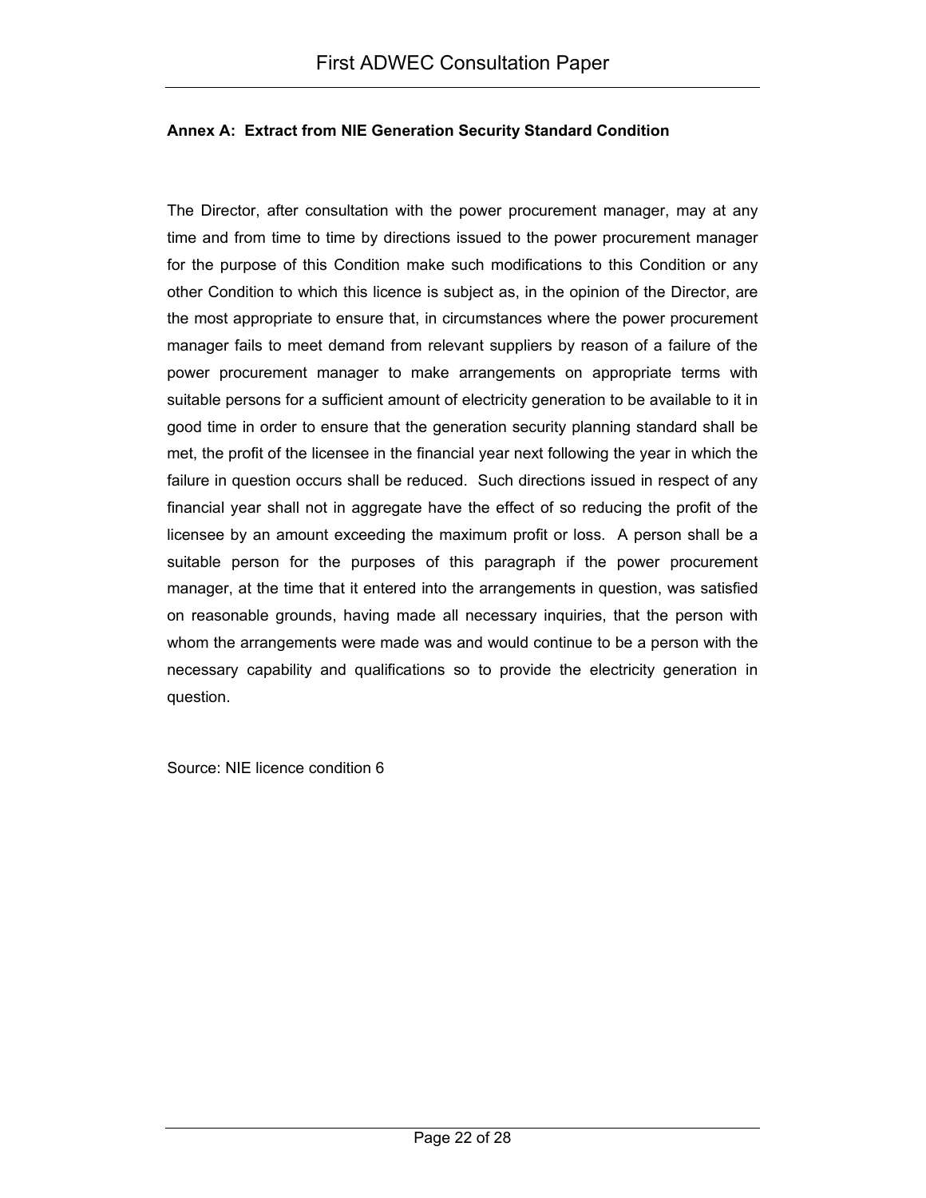### Annex A: Extract from NIE Generation Security Standard Condition

The Director, after consultation with the power procurement manager, may at any time and from time to time by directions issued to the power procurement manager for the purpose of this Condition make such modifications to this Condition or any other Condition to which this licence is subject as, in the opinion of the Director, are the most appropriate to ensure that, in circumstances where the power procurement manager fails to meet demand from relevant suppliers by reason of a failure of the power procurement manager to make arrangements on appropriate terms with suitable persons for a sufficient amount of electricity generation to be available to it in good time in order to ensure that the generation security planning standard shall be met, the profit of the licensee in the financial year next following the year in which the failure in question occurs shall be reduced. Such directions issued in respect of any financial year shall not in aggregate have the effect of so reducing the profit of the licensee by an amount exceeding the maximum profit or loss. A person shall be a suitable person for the purposes of this paragraph if the power procurement manager, at the time that it entered into the arrangements in question, was satisfied on reasonable grounds, having made all necessary inquiries, that the person with whom the arrangements were made was and would continue to be a person with the necessary capability and qualifications so to provide the electricity generation in question.

Source: NIE licence condition 6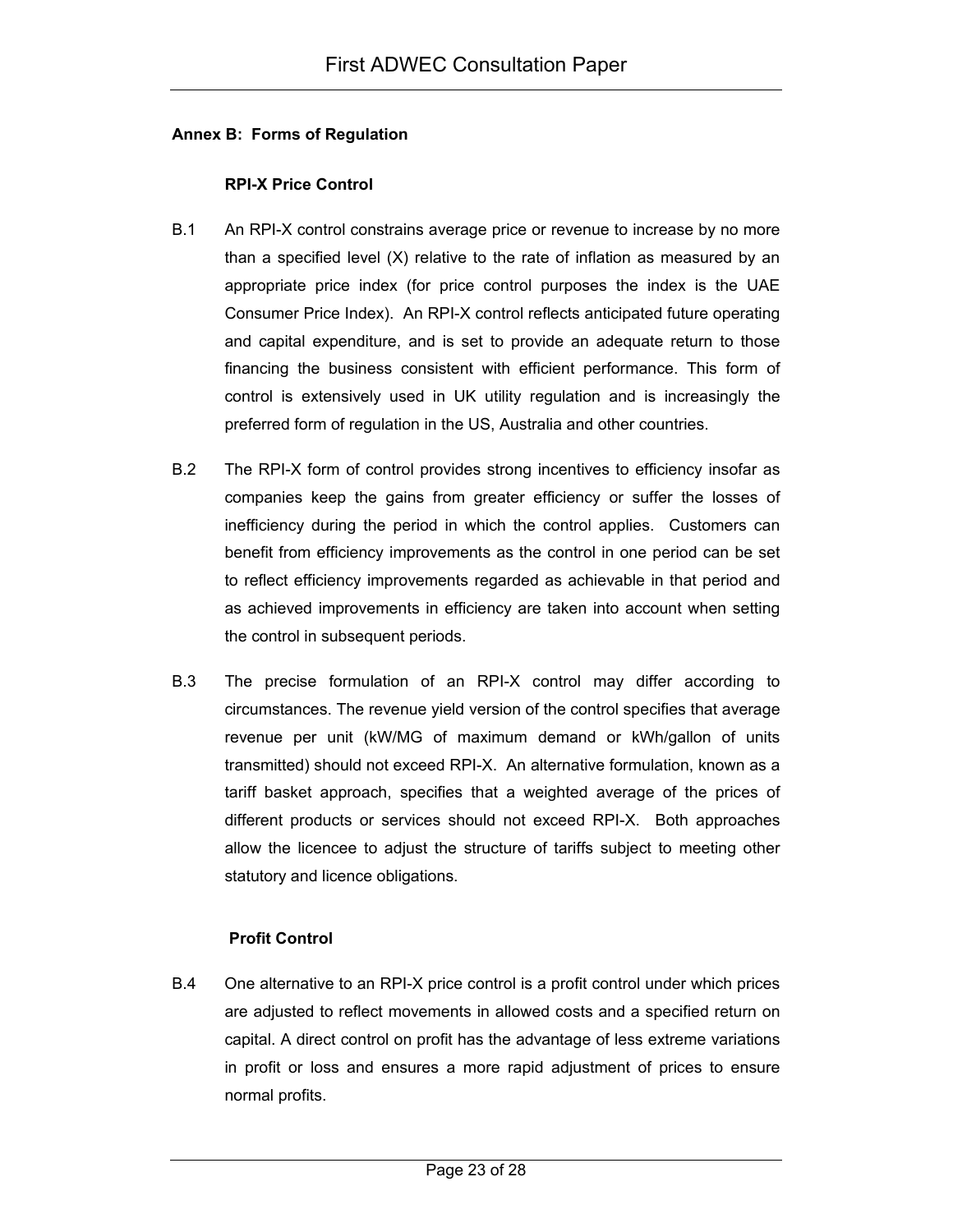## Annex B: Forms of Regulation

### RPI-X Price Control

B.1 An RPI-X control constrains average price or revenue to increase by no more than a specified level (X) relative to the rate of inflation as measured by an appropriate price index (for price control purposes the index is the UAE Consumer Price Index). An RPI-X control reflects anticipated future operating and capital expenditure, and is set to provide an adequate return to those financing the business consistent with efficient performance. This form of control is extensively used in UK utility regulation and is increasingly the preferred form of regulation in the US, Australia and other countries.

B.2 The RPI-X form of control provides strong incentives to efficiency insofar as companies keep the gains from greater efficiency or suffer the losses of inefficiency during the period in which the control applies. Customers can benefit from efficiency improvements as the control in one period can be set to reflect efficiency improvements regarded as achievable in that period and as achieved improvements in efficiency are taken into account when setting the control in subsequent periods.

B.3 The precise formulation of an RPI-X control may differ according to circumstances. The revenue yield version of the control specifies that average revenue per unit (kW/MG of maximum demand or kWh/gallon of units transmitted) should not exceed RPI-X. An alternative formulation, known as a tariff basket approach, specifies that a weighted average of the prices of different products or services should not exceed RPI-X. Both approaches allow the licencee to adjust the structure of tariffs subject to meeting other statutory and licence obligations.

### Profit Control

B.4 One alternative to an RPI-X price control is a profit control under which prices are adjusted to reflect movements in allowed costs and a specified return on capital. A direct control on profit has the advantage of less extreme variations in profit or loss and ensures a more rapid adjustment of prices to ensure normal profits.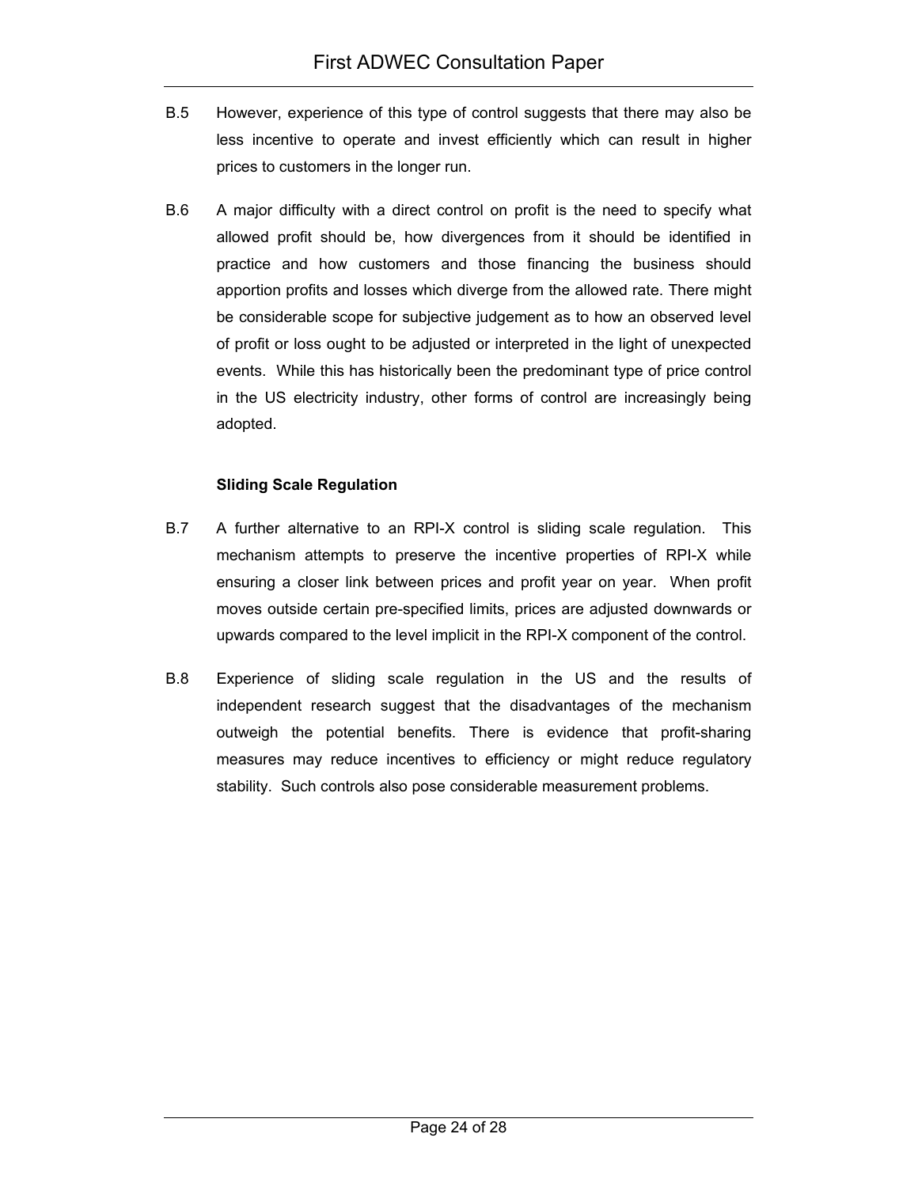B.5 However, experience of this type of control suggests that there may also be less incentive to operate and invest efficiently which can result in higher prices to customers in the longer run.

B.6 A major difficulty with a direct control on profit is the need to specify what allowed profit should be, how divergences from it should be identified in practice and how customers and those financing the business should apportion profits and losses which diverge from the allowed rate. There might be considerable scope for subjective judgement as to how an observed level of profit or loss ought to be adjusted or interpreted in the light of unexpected events. While this has historically been the predominant type of price control in the US electricity industry, other forms of control are increasingly being adopted.

**Sliding Scale Regulation**

B.7 A further alternative to an RPI-X control is sliding scale regulation. This mechanism attempts to preserve the incentive properties of RPI-X while ensuring a closer link between prices and profit year on year. When profit moves outside certain pre-specified limits, prices are adjusted downwards or upwards compared to the level implicit in the RPI-X component of the control.

B.8 Experience of sliding scale regulation in the US and the results of independent research suggest that the disadvantages of the mechanism outweigh the potential benefits. There is evidence that profit-sharing measures may reduce incentives to efficiency or might reduce regulatory stability. Such controls also pose considerable measurement problems.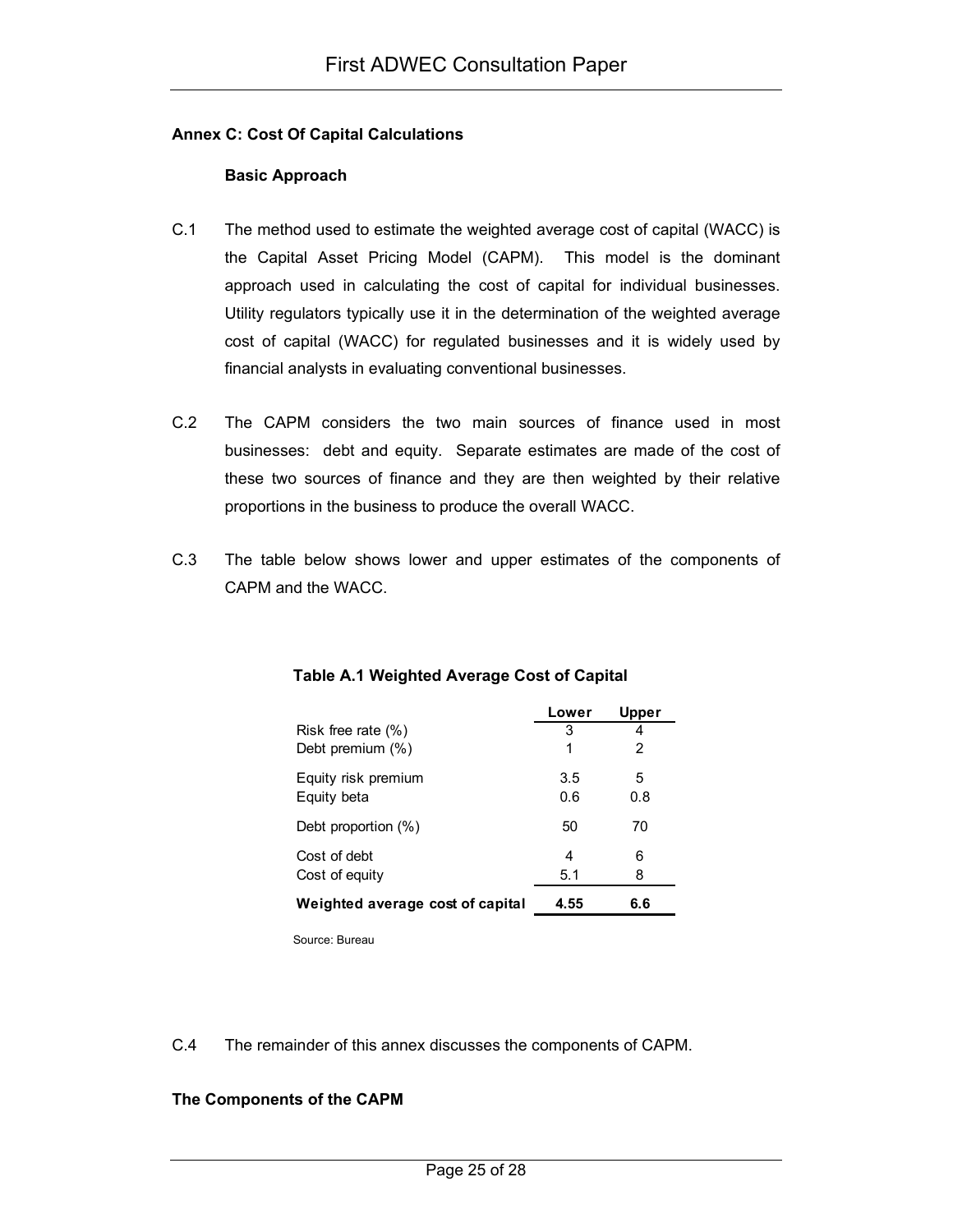## Annex C: Cost Of Capital Calculations

### Basic Approach

C.1 The method used to estimate the weighted average cost of capital (WACC) is the Capital Asset Pricing Model (CAPM). This model is the dominant approach used in calculating the cost of capital for individual businesses. Utility regulators typically use it in the determination of the weighted average cost of capital (WACC) for regulated businesses and it is widely used by financial analysts in evaluating conventional businesses.

C.2 The CAPM considers the two main sources of finance used in most businesses: debt and equity. Separate estimates are made of the cost of these two sources of finance and they are then weighted by their relative proportions in the business to produce the overall WACC.

C.3 The table below shows lower and upper estimates of the components of CAPM and the WACC.

**Table A.1 Weighted Average Cost of Capital**

| | Lower | Upper |
|---|---|---|
| Risk free rate (%) | 3 | 4 |
| Debt premium (%) | 1 | 2 |
| Equity risk premium | 3.5 | 5 |
| Equity beta | 0.6 | 0.8 |
| Debt proportion (%) | 50 | 70 |
| Cost of debt | 4 | 6 |
| Cost of equity | 5.1 | 8 |
| **Weighted average cost of capital** | **4.55** | **6.6** |

Source: Bureau

C.4 The remainder of this annex discusses the components of CAPM.

## The Components of the CAPM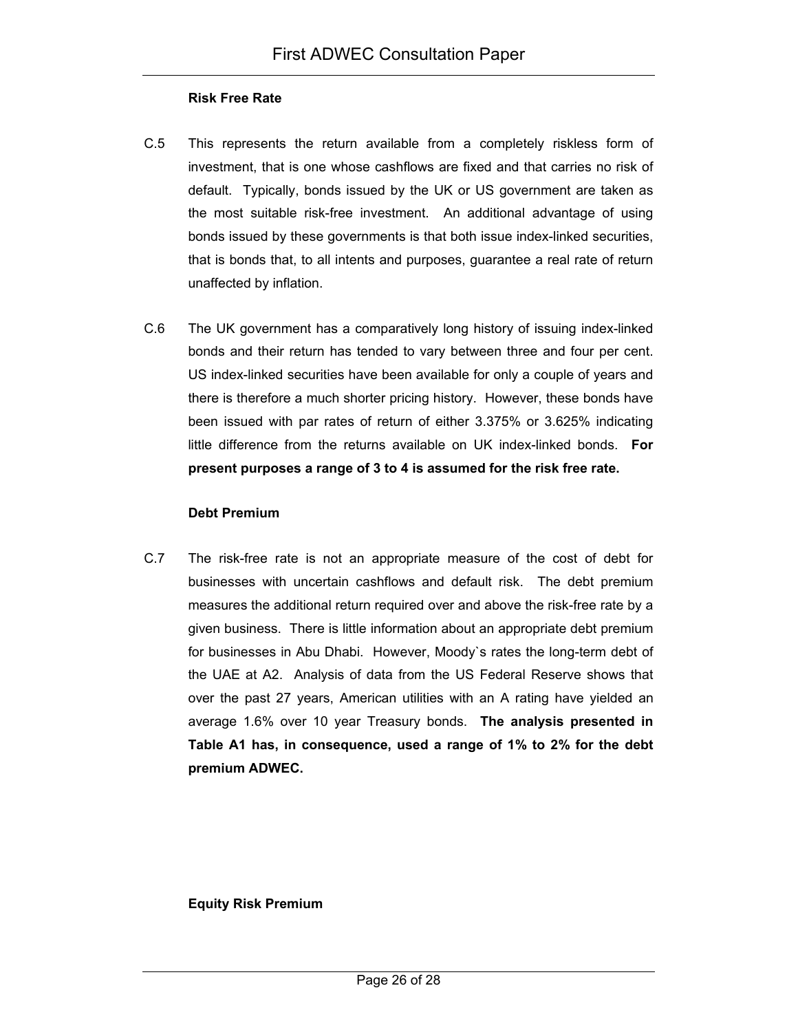### Risk Free Rate

C.5 This represents the return available from a completely riskless form of investment, that is one whose cashflows are fixed and that carries no risk of default. Typically, bonds issued by the UK or US government are taken as the most suitable risk-free investment. An additional advantage of using bonds issued by these governments is that both issue index-linked securities, that is bonds that, to all intents and purposes, guarantee a real rate of return unaffected by inflation.

C.6 The UK government has a comparatively long history of issuing index-linked bonds and their return has tended to vary between three and four per cent. US index-linked securities have been available for only a couple of years and there is therefore a much shorter pricing history. However, these bonds have been issued with par rates of return of either 3.375% or 3.625% indicating little difference from the returns available on UK index-linked bonds. **For present purposes a range of 3 to 4 is assumed for the risk free rate.**

### Debt Premium

C.7 The risk-free rate is not an appropriate measure of the cost of debt for businesses with uncertain cashflows and default risk. The debt premium measures the additional return required over and above the risk-free rate by a given business. There is little information about an appropriate debt premium for businesses in Abu Dhabi. However, Moody`s rates the long-term debt of the UAE at A2. Analysis of data from the US Federal Reserve shows that over the past 27 years, American utilities with an A rating have yielded an average 1.6% over 10 year Treasury bonds. **The analysis presented in Table A1 has, in consequence, used a range of 1% to 2% for the debt premium ADWEC.**

### Equity Risk Premium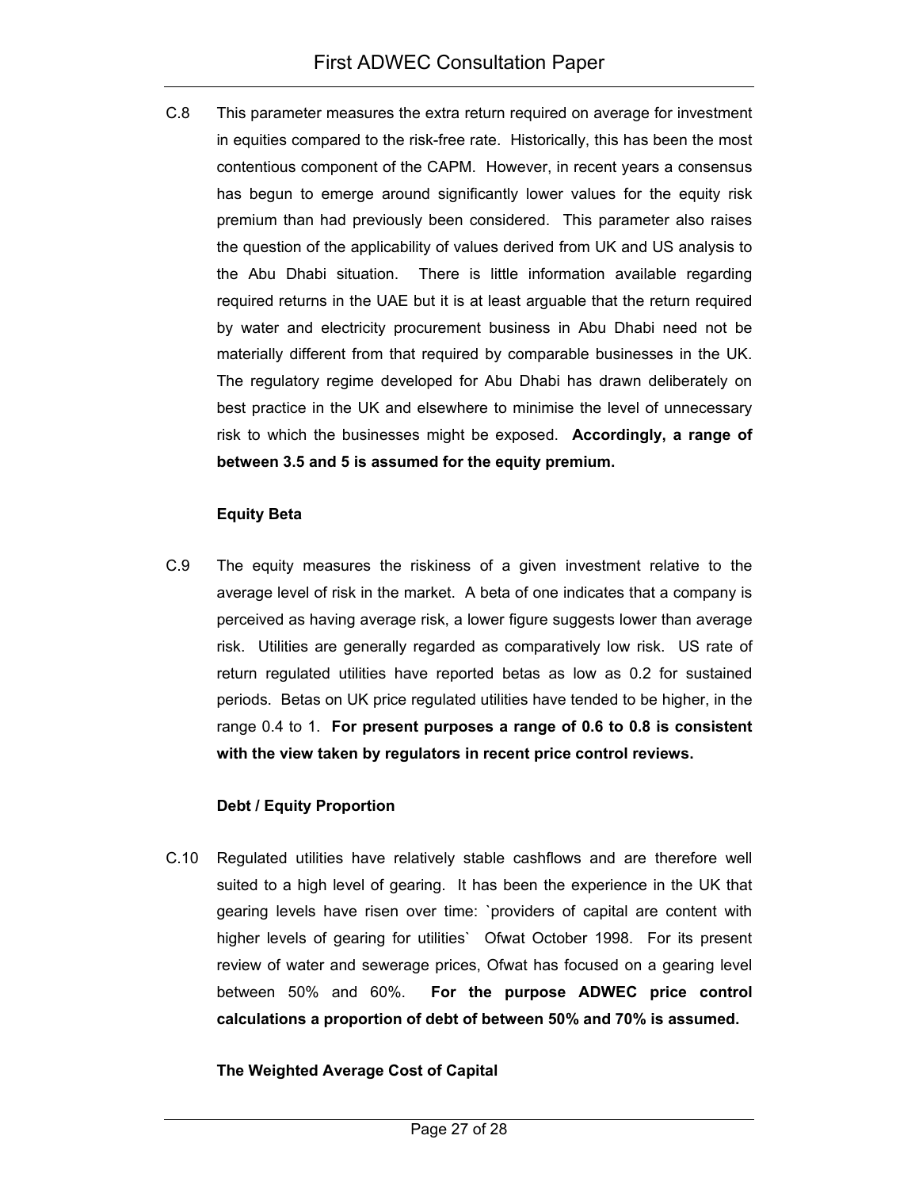C.8 This parameter measures the extra return required on average for investment in equities compared to the risk-free rate. Historically, this has been the most contentious component of the CAPM. However, in recent years a consensus has begun to emerge around significantly lower values for the equity risk premium than had previously been considered. This parameter also raises the question of the applicability of values derived from UK and US analysis to the Abu Dhabi situation. There is little information available regarding required returns in the UAE but it is at least arguable that the return required by water and electricity procurement business in Abu Dhabi need not be materially different from that required by comparable businesses in the UK. The regulatory regime developed for Abu Dhabi has drawn deliberately on best practice in the UK and elsewhere to minimise the level of unnecessary risk to which the businesses might be exposed. **Accordingly, a range of between 3.5 and 5 is assumed for the equity premium.**

**Equity Beta**

C.9 The equity measures the riskiness of a given investment relative to the average level of risk in the market. A beta of one indicates that a company is perceived as having average risk, a lower figure suggests lower than average risk. Utilities are generally regarded as comparatively low risk. US rate of return regulated utilities have reported betas as low as 0.2 for sustained periods. Betas on UK price regulated utilities have tended to be higher, in the range 0.4 to 1. **For present purposes a range of 0.6 to 0.8 is consistent with the view taken by regulators in recent price control reviews.**

**Debt / Equity Proportion**

C.10 Regulated utilities have relatively stable cashflows and are therefore well suited to a high level of gearing. It has been the experience in the UK that gearing levels have risen over time: `providers of capital are content with higher levels of gearing for utilities` Ofwat October 1998. For its present review of water and sewerage prices, Ofwat has focused on a gearing level between 50% and 60%. **For the purpose ADWEC price control calculations a proportion of debt of between 50% and 70% is assumed.**

**The Weighted Average Cost of Capital**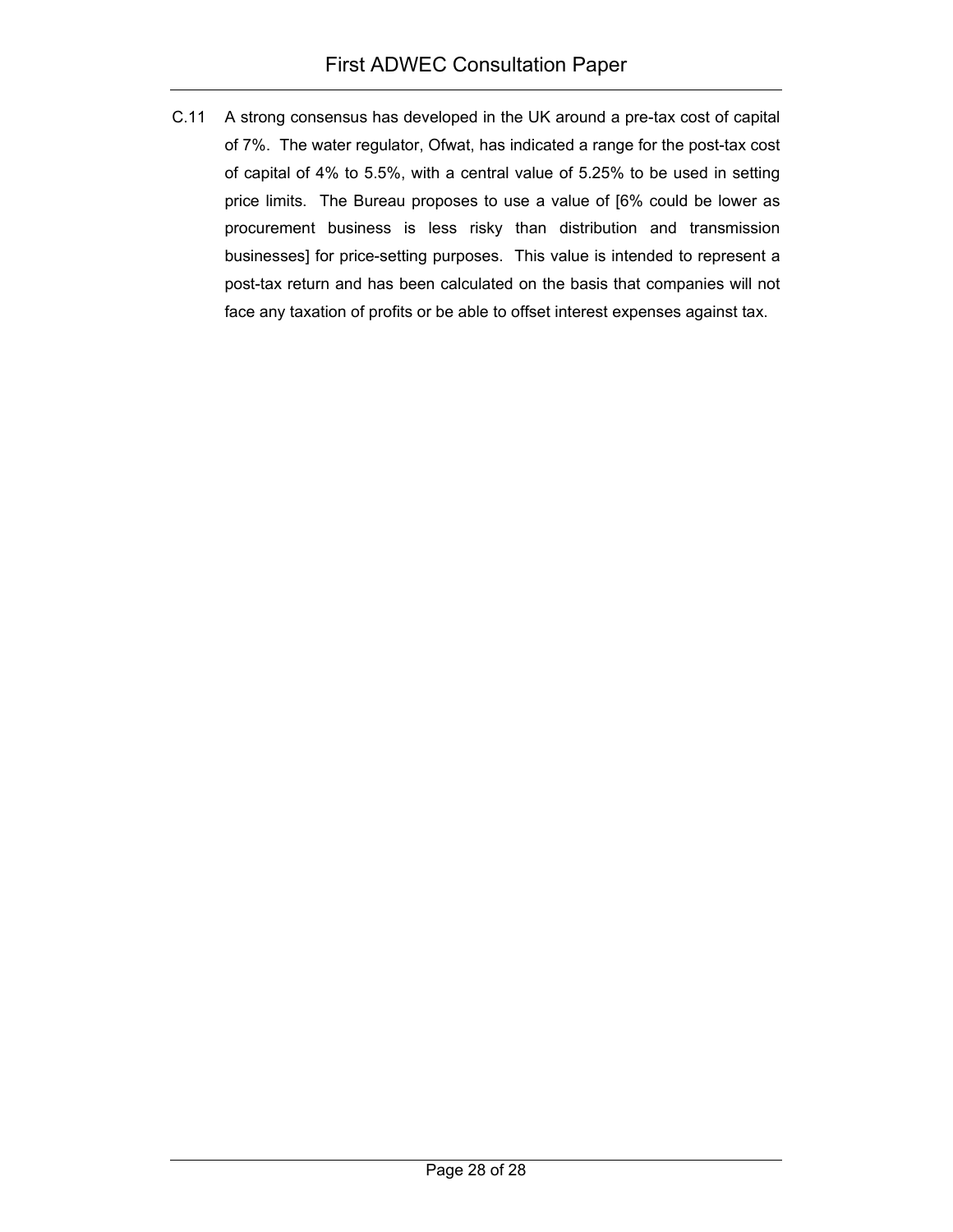C.11 A strong consensus has developed in the UK around a pre-tax cost of capital of 7%. The water regulator, Ofwat, has indicated a range for the post-tax cost of capital of 4% to 5.5%, with a central value of 5.25% to be used in setting price limits. The Bureau proposes to use a value of [6% could be lower as procurement business is less risky than distribution and transmission businesses] for price-setting purposes. This value is intended to represent a post-tax return and has been calculated on the basis that companies will not face any taxation of profits or be able to offset interest expenses against tax.